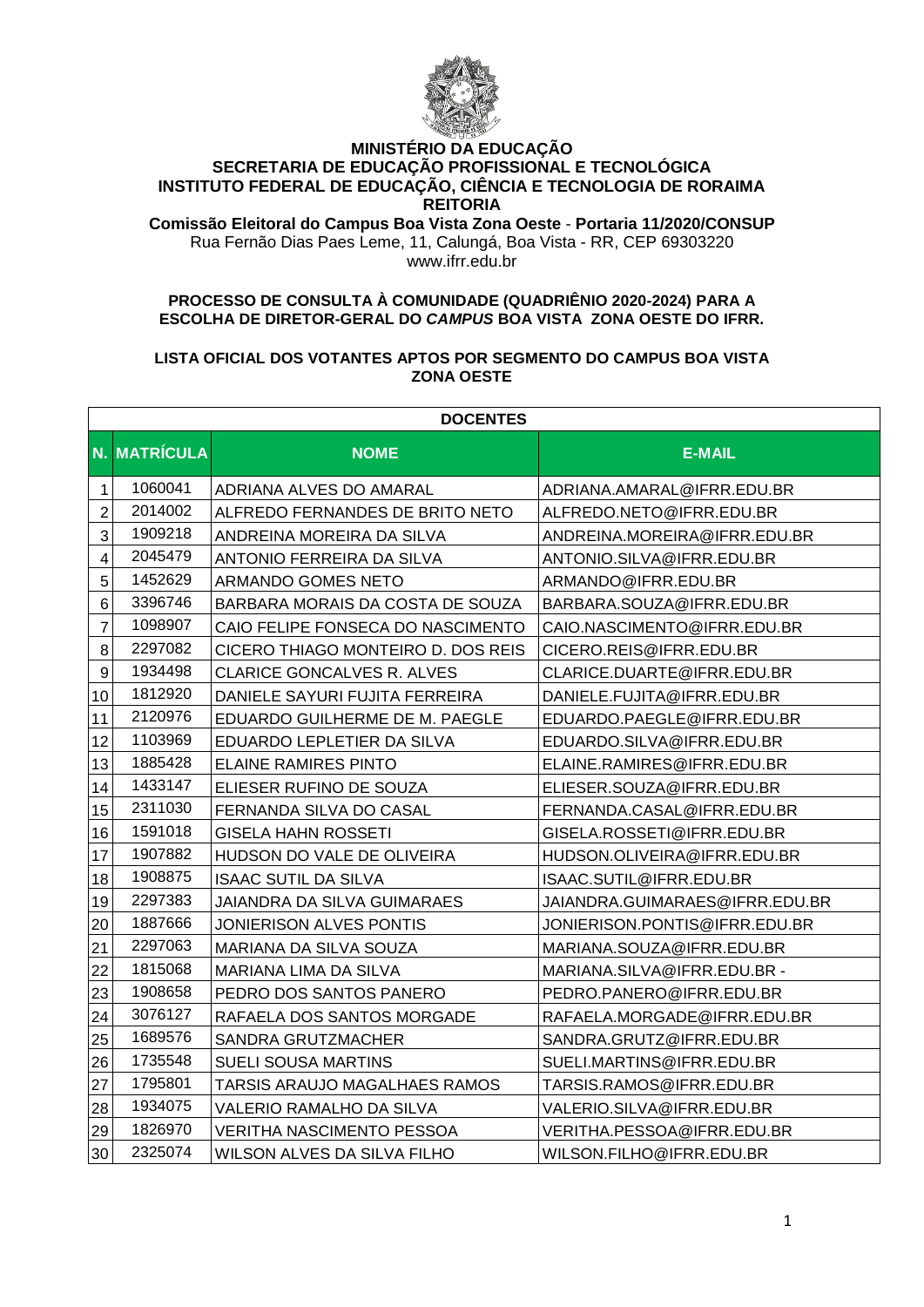**MINISTÉRIO DA EDUCAÇÃO**
**SECRETARIA DE EDUCAÇÃO PROFISSIONAL E TECNOLÓGICA**
**INSTITUTO FEDERAL DE EDUCAÇÃO, CIÊNCIA E TECNOLOGIA DE RORAIMA**
**REITORIA**
**Comissão Eleitoral do Campus Boa Vista Zona Oeste** - **Portaria 11/2020/CONSUP**
Rua Fernão Dias Paes Leme, 11, Calungá, Boa Vista - RR, CEP 69303220
www.ifrr.edu.br

**PROCESSO DE CONSULTA À COMUNIDADE (QUADRIÊNIO 2020-2024) PARA A ESCOLHA DE DIRETOR-GERAL DO *CAMPUS* BOA VISTA ZONA OESTE DO IFRR.**

**LISTA OFICIAL DOS VOTANTES APTOS POR SEGMENTO DO CAMPUS BOA VISTA ZONA OESTE**

| DOCENTES | | | |
|---|---|---|---|
| **N.** | **MATRÍCULA** | **NOME** | **E-MAIL** |
| 1 | 1060041 | ADRIANA ALVES DO AMARAL | ADRIANA.AMARAL@IFRR.EDU.BR |
| 2 | 2014002 | ALFREDO FERNANDES DE BRITO NETO | ALFREDO.NETO@IFRR.EDU.BR |
| 3 | 1909218 | ANDREINA MOREIRA DA SILVA | ANDREINA.MOREIRA@IFRR.EDU.BR |
| 4 | 2045479 | ANTONIO FERREIRA DA SILVA | ANTONIO.SILVA@IFRR.EDU.BR |
| 5 | 1452629 | ARMANDO GOMES NETO | ARMANDO@IFRR.EDU.BR |
| 6 | 3396746 | BARBARA MORAIS DA COSTA DE SOUZA | BARBARA.SOUZA@IFRR.EDU.BR |
| 7 | 1098907 | CAIO FELIPE FONSECA DO NASCIMENTO | CAIO.NASCIMENTO@IFRR.EDU.BR |
| 8 | 2297082 | CICERO THIAGO MONTEIRO D. DOS REIS | CICERO.REIS@IFRR.EDU.BR |
| 9 | 1934498 | CLARICE GONCALVES R. ALVES | CLARICE.DUARTE@IFRR.EDU.BR |
| 10 | 1812920 | DANIELE SAYURI FUJITA FERREIRA | DANIELE.FUJITA@IFRR.EDU.BR |
| 11 | 2120976 | EDUARDO GUILHERME DE M. PAEGLE | EDUARDO.PAEGLE@IFRR.EDU.BR |
| 12 | 1103969 | EDUARDO LEPLETIER DA SILVA | EDUARDO.SILVA@IFRR.EDU.BR |
| 13 | 1885428 | ELAINE RAMIRES PINTO | ELAINE.RAMIRES@IFRR.EDU.BR |
| 14 | 1433147 | ELIESER RUFINO DE SOUZA | ELIESER.SOUZA@IFRR.EDU.BR |
| 15 | 2311030 | FERNANDA SILVA DO CASAL | FERNANDA.CASAL@IFRR.EDU.BR |
| 16 | 1591018 | GISELA HAHN ROSSETI | GISELA.ROSSETI@IFRR.EDU.BR |
| 17 | 1907882 | HUDSON DO VALE DE OLIVEIRA | HUDSON.OLIVEIRA@IFRR.EDU.BR |
| 18 | 1908875 | ISAAC SUTIL DA SILVA | ISAAC.SUTIL@IFRR.EDU.BR |
| 19 | 2297383 | JAIANDRA DA SILVA GUIMARAES | JAIANDRA.GUIMARAES@IFRR.EDU.BR |
| 20 | 1887666 | JONIERISON ALVES PONTIS | JONIERISON.PONTIS@IFRR.EDU.BR |
| 21 | 2297063 | MARIANA DA SILVA SOUZA | MARIANA.SOUZA@IFRR.EDU.BR |
| 22 | 1815068 | MARIANA LIMA DA SILVA | MARIANA.SILVA@IFRR.EDU.BR - |
| 23 | 1908658 | PEDRO DOS SANTOS PANERO | PEDRO.PANERO@IFRR.EDU.BR |
| 24 | 3076127 | RAFAELA DOS SANTOS MORGADE | RAFAELA.MORGADE@IFRR.EDU.BR |
| 25 | 1689576 | SANDRA GRUTZMACHER | SANDRA.GRUTZ@IFRR.EDU.BR |
| 26 | 1735548 | SUELI SOUSA MARTINS | SUELI.MARTINS@IFRR.EDU.BR |
| 27 | 1795801 | TARSIS ARAUJO MAGALHAES RAMOS | TARSIS.RAMOS@IFRR.EDU.BR |
| 28 | 1934075 | VALERIO RAMALHO DA SILVA | VALERIO.SILVA@IFRR.EDU.BR |
| 29 | 1826970 | VERITHA NASCIMENTO PESSOA | VERITHA.PESSOA@IFRR.EDU.BR |
| 30 | 2325074 | WILSON ALVES DA SILVA FILHO | WILSON.FILHO@IFRR.EDU.BR |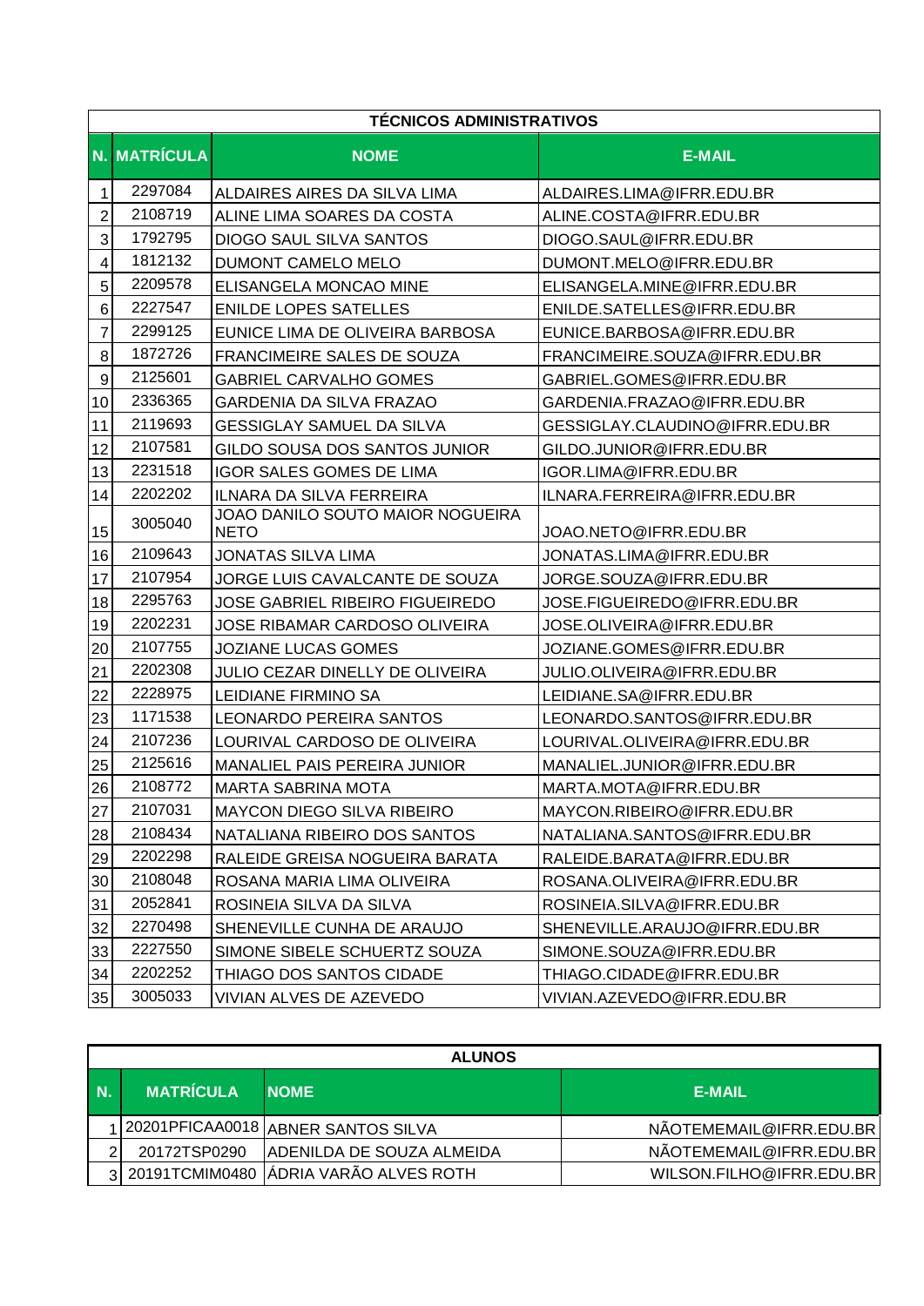| TÉCNICOS ADMINISTRATIVOS | | | |
|---|---|---|---|
| **N.** | **MATRÍCULA** | **NOME** | **E-MAIL** |
| 1 | 2297084 | ALDAIRES AIRES DA SILVA LIMA | ALDAIRES.LIMA@IFRR.EDU.BR |
| 2 | 2108719 | ALINE LIMA SOARES DA COSTA | ALINE.COSTA@IFRR.EDU.BR |
| 3 | 1792795 | DIOGO SAUL SILVA SANTOS | DIOGO.SAUL@IFRR.EDU.BR |
| 4 | 1812132 | DUMONT CAMELO MELO | DUMONT.MELO@IFRR.EDU.BR |
| 5 | 2209578 | ELISANGELA MONCAO MINE | ELISANGELA.MINE@IFRR.EDU.BR |
| 6 | 2227547 | ENILDE LOPES SATELLES | ENILDE.SATELLES@IFRR.EDU.BR |
| 7 | 2299125 | EUNICE LIMA DE OLIVEIRA BARBOSA | EUNICE.BARBOSA@IFRR.EDU.BR |
| 8 | 1872726 | FRANCIMEIRE SALES DE SOUZA | FRANCIMEIRE.SOUZA@IFRR.EDU.BR |
| 9 | 2125601 | GABRIEL CARVALHO GOMES | GABRIEL.GOMES@IFRR.EDU.BR |
| 10 | 2336365 | GARDENIA DA SILVA FRAZAO | GARDENIA.FRAZAO@IFRR.EDU.BR |
| 11 | 2119693 | GESSIGLAY SAMUEL DA SILVA | GESSIGLAY.CLAUDINO@IFRR.EDU.BR |
| 12 | 2107581 | GILDO SOUSA DOS SANTOS JUNIOR | GILDO.JUNIOR@IFRR.EDU.BR |
| 13 | 2231518 | IGOR SALES GOMES DE LIMA | IGOR.LIMA@IFRR.EDU.BR |
| 14 | 2202202 | ILNARA DA SILVA FERREIRA | ILNARA.FERREIRA@IFRR.EDU.BR |
| 15 | 3005040 | JOAO DANILO SOUTO MAIOR NOGUEIRA NETO | JOAO.NETO@IFRR.EDU.BR |
| 16 | 2109643 | JONATAS SILVA LIMA | JONATAS.LIMA@IFRR.EDU.BR |
| 17 | 2107954 | JORGE LUIS CAVALCANTE DE SOUZA | JORGE.SOUZA@IFRR.EDU.BR |
| 18 | 2295763 | JOSE GABRIEL RIBEIRO FIGUEIREDO | JOSE.FIGUEIREDO@IFRR.EDU.BR |
| 19 | 2202231 | JOSE RIBAMAR CARDOSO OLIVEIRA | JOSE.OLIVEIRA@IFRR.EDU.BR |
| 20 | 2107755 | JOZIANE LUCAS GOMES | JOZIANE.GOMES@IFRR.EDU.BR |
| 21 | 2202308 | JULIO CEZAR DINELLY DE OLIVEIRA | JULIO.OLIVEIRA@IFRR.EDU.BR |
| 22 | 2228975 | LEIDIANE FIRMINO SA | LEIDIANE.SA@IFRR.EDU.BR |
| 23 | 1171538 | LEONARDO PEREIRA SANTOS | LEONARDO.SANTOS@IFRR.EDU.BR |
| 24 | 2107236 | LOURIVAL CARDOSO DE OLIVEIRA | LOURIVAL.OLIVEIRA@IFRR.EDU.BR |
| 25 | 2125616 | MANALIEL PAIS PEREIRA JUNIOR | MANALIEL.JUNIOR@IFRR.EDU.BR |
| 26 | 2108772 | MARTA SABRINA MOTA | MARTA.MOTA@IFRR.EDU.BR |
| 27 | 2107031 | MAYCON DIEGO SILVA RIBEIRO | MAYCON.RIBEIRO@IFRR.EDU.BR |
| 28 | 2108434 | NATALIANA RIBEIRO DOS SANTOS | NATALIANA.SANTOS@IFRR.EDU.BR |
| 29 | 2202298 | RALEIDE GREISA NOGUEIRA BARATA | RALEIDE.BARATA@IFRR.EDU.BR |
| 30 | 2108048 | ROSANA MARIA LIMA OLIVEIRA | ROSANA.OLIVEIRA@IFRR.EDU.BR |
| 31 | 2052841 | ROSINEIA SILVA DA SILVA | ROSINEIA.SILVA@IFRR.EDU.BR |
| 32 | 2270498 | SHENEVILLE CUNHA DE ARAUJO | SHENEVILLE.ARAUJO@IFRR.EDU.BR |
| 33 | 2227550 | SIMONE SIBELE SCHUERTZ SOUZA | SIMONE.SOUZA@IFRR.EDU.BR |
| 34 | 2202252 | THIAGO DOS SANTOS CIDADE | THIAGO.CIDADE@IFRR.EDU.BR |
| 35 | 3005033 | VIVIAN ALVES DE AZEVEDO | VIVIAN.AZEVEDO@IFRR.EDU.BR |

| ALUNOS | | | |
|---|---|---|---|
| **N.** | **MATRÍCULA** | **NOME** | **E-MAIL** |
| 1 | 20201PFICAA0018 | ABNER SANTOS SILVA | NÃOTEMEMAIL@IFRR.EDU.BR |
| 2 | 20172TSP0290 | ADENILDA DE SOUZA ALMEIDA | NÃOTEMEMAIL@IFRR.EDU.BR |
| 3 | 20191TCMIM0480 | ÁDRIA VARÃO ALVES ROTH | WILSON.FILHO@IFRR.EDU.BR |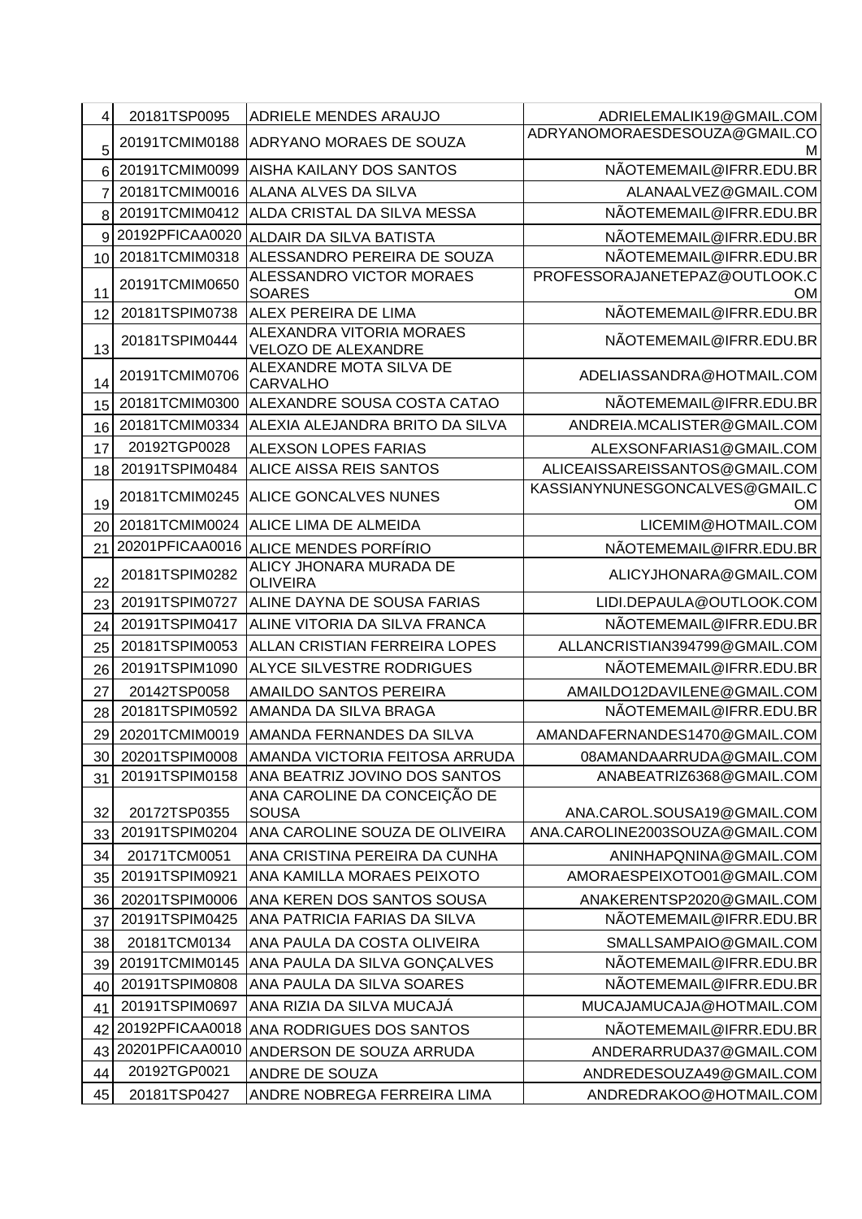| | | | |
|---|---|---|---|
| 4 | 20181TSP0095 | ADRIELE MENDES ARAUJO | ADRIELEMALIK19@GMAIL.COM |
| 5 | 20191TCMIM0188 | ADRYANO MORAES DE SOUZA | ADRYANOMORAESDESOUZA@GMAIL.COM |
| 6 | 20191TCMIM0099 | AISHA KAILANY DOS SANTOS | NÃOTEMEMAIL@IFRR.EDU.BR |
| 7 | 20181TCMIM0016 | ALANA ALVES DA SILVA | ALANAALVEZ@GMAIL.COM |
| 8 | 20191TCMIM0412 | ALDA CRISTAL DA SILVA MESSA | NÃOTEMEMAIL@IFRR.EDU.BR |
| 9 | 20192PFICAA0020 | ALDAIR DA SILVA BATISTA | NÃOTEMEMAIL@IFRR.EDU.BR |
| 10 | 20181TCMIM0318 | ALESSANDRO PEREIRA DE SOUZA | NÃOTEMEMAIL@IFRR.EDU.BR |
| 11 | 20191TCMIM0650 | ALESSANDRO VICTOR MORAES SOARES | PROFESSORAJANETEPAZ@OUTLOOK.COM |
| 12 | 20181TSPIM0738 | ALEX PEREIRA DE LIMA | NÃOTEMEMAIL@IFRR.EDU.BR |
| 13 | 20181TSPIM0444 | ALEXANDRA VITORIA MORAES VELOZO DE ALEXANDRE | NÃOTEMEMAIL@IFRR.EDU.BR |
| 14 | 20191TCMIM0706 | ALEXANDRE MOTA SILVA DE CARVALHO | ADELIASSANDRA@HOTMAIL.COM |
| 15 | 20181TCMIM0300 | ALEXANDRE SOUSA COSTA CATAO | NÃOTEMEMAIL@IFRR.EDU.BR |
| 16 | 20181TCMIM0334 | ALEXIA ALEJANDRA BRITO DA SILVA | ANDREIA.MCALISTER@GMAIL.COM |
| 17 | 20192TGP0028 | ALEXSON LOPES FARIAS | ALEXSONFARIAS1@GMAIL.COM |
| 18 | 20191TSPIM0484 | ALICE AISSA REIS SANTOS | ALICEAISSAREISSANTOS@GMAIL.COM |
| 19 | 20181TCMIM0245 | ALICE GONCALVES NUNES | KASSIANYNUNESGONCALVES@GMAIL.COM |
| 20 | 20181TCMIM0024 | ALICE LIMA DE ALMEIDA | LICEMIM@HOTMAIL.COM |
| 21 | 20201PFICAA0016 | ALICE MENDES PORFÍRIO | NÃOTEMEMAIL@IFRR.EDU.BR |
| 22 | 20181TSPIM0282 | ALICY JHONARA MURADA DE OLIVEIRA | ALICYJHONARA@GMAIL.COM |
| 23 | 20191TSPIM0727 | ALINE DAYNA DE SOUSA FARIAS | LIDI.DEPAULA@OUTLOOK.COM |
| 24 | 20191TSPIM0417 | ALINE VITORIA DA SILVA FRANCA | NÃOTEMEMAIL@IFRR.EDU.BR |
| 25 | 20181TSPIM0053 | ALLAN CRISTIAN FERREIRA LOPES | ALLANCRISTIAN394799@GMAIL.COM |
| 26 | 20191TSPIM1090 | ALYCE SILVESTRE RODRIGUES | NÃOTEMEMAIL@IFRR.EDU.BR |
| 27 | 20142TSP0058 | AMAILDO SANTOS PEREIRA | AMAILDO12DAVILENE@GMAIL.COM |
| 28 | 20181TSPIM0592 | AMANDA DA SILVA BRAGA | NÃOTEMEMAIL@IFRR.EDU.BR |
| 29 | 20201TCMIM0019 | AMANDA FERNANDES DA SILVA | AMANDAFERNANDES1470@GMAIL.COM |
| 30 | 20201TSPIM0008 | AMANDA VICTORIA FEITOSA ARRUDA | 08AMANDAARRUDA@GMAIL.COM |
| 31 | 20191TSPIM0158 | ANA BEATRIZ JOVINO DOS SANTOS | ANABEATRIZ6368@GMAIL.COM |
| 32 | 20172TSP0355 | ANA CAROLINE DA CONCEIÇÃO DE SOUSA | ANA.CAROL.SOUSA19@GMAIL.COM |
| 33 | 20191TSPIM0204 | ANA CAROLINE SOUZA DE OLIVEIRA | ANA.CAROLINE2003SOUZA@GMAIL.COM |
| 34 | 20171TCM0051 | ANA CRISTINA PEREIRA DA CUNHA | ANINHAPQNINA@GMAIL.COM |
| 35 | 20191TSPIM0921 | ANA KAMILLA MORAES PEIXOTO | AMORAESPEIXOTO01@GMAIL.COM |
| 36 | 20201TSPIM0006 | ANA KEREN DOS SANTOS SOUSA | ANAKERENTSP2020@GMAIL.COM |
| 37 | 20191TSPIM0425 | ANA PATRICIA FARIAS DA SILVA | NÃOTEMEMAIL@IFRR.EDU.BR |
| 38 | 20181TCM0134 | ANA PAULA DA COSTA OLIVEIRA | SMALLSAMPAIO@GMAIL.COM |
| 39 | 20191TCMIM0145 | ANA PAULA DA SILVA GONÇALVES | NÃOTEMEMAIL@IFRR.EDU.BR |
| 40 | 20191TSPIM0808 | ANA PAULA DA SILVA SOARES | NÃOTEMEMAIL@IFRR.EDU.BR |
| 41 | 20191TSPIM0697 | ANA RIZIA DA SILVA MUCAJÁ | MUCAJAMUCAJA@HOTMAIL.COM |
| 42 | 20192PFICAA0018 | ANA RODRIGUES DOS SANTOS | NÃOTEMEMAIL@IFRR.EDU.BR |
| 43 | 20201PFICAA0010 | ANDERSON DE SOUZA ARRUDA | ANDERARRUDA37@GMAIL.COM |
| 44 | 20192TGP0021 | ANDRE DE SOUZA | ANDREDESOUZA49@GMAIL.COM |
| 45 | 20181TSP0427 | ANDRE NOBREGA FERREIRA LIMA | ANDREDRAKOO@HOTMAIL.COM |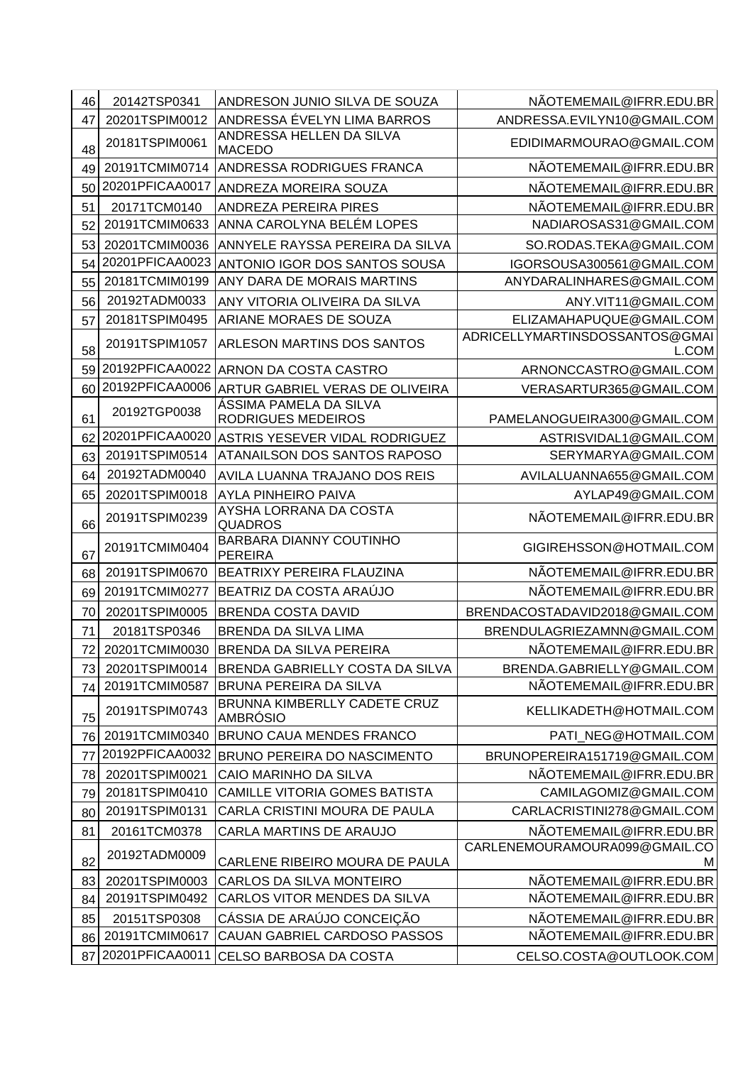| | | | |
|---|---|---|---|
| 46 | 20142TSP0341 | ANDRESON JUNIO SILVA DE SOUZA | NÃOTEMEMAIL@IFRR.EDU.BR |
| 47 | 20201TSPIM0012 | ANDRESSA ÉVELYN LIMA BARROS | ANDRESSA.EVILYN10@GMAIL.COM |
| 48 | 20181TSPIM0061 | ANDRESSA HELLEN DA SILVA MACEDO | EDIDIMARMOURAO@GMAIL.COM |
| 49 | 20191TCMIM0714 | ANDRESSA RODRIGUES FRANCA | NÃOTEMEMAIL@IFRR.EDU.BR |
| 50 | 20201PFICAA0017 | ANDREZA MOREIRA SOUZA | NÃOTEMEMAIL@IFRR.EDU.BR |
| 51 | 20171TCM0140 | ANDREZA PEREIRA PIRES | NÃOTEMEMAIL@IFRR.EDU.BR |
| 52 | 20191TCMIM0633 | ANNA CAROLYNA BELÉM LOPES | NADIAROSAS31@GMAIL.COM |
| 53 | 20201TCMIM0036 | ANNYELE RAYSSA PEREIRA DA SILVA | SO.RODAS.TEKA@GMAIL.COM |
| 54 | 20201PFICAA0023 | ANTONIO IGOR DOS SANTOS SOUSA | IGORSOUSA300561@GMAIL.COM |
| 55 | 20181TCMIM0199 | ANY DARA DE MORAIS MARTINS | ANYDARALINHARES@GMAIL.COM |
| 56 | 20192TADM0033 | ANY VITORIA OLIVEIRA DA SILVA | ANY.VIT11@GMAIL.COM |
| 57 | 20181TSPIM0495 | ARIANE MORAES DE SOUZA | ELIZAMAHAPUQUE@GMAIL.COM |
| 58 | 20191TSPIM1057 | ARLESON MARTINS DOS SANTOS | ADRICELLYMARTINSDOSSANTOS@GMAIL.COM |
| 59 | 20192PFICAA0022 | ARNON DA COSTA CASTRO | ARNONCCASTRO@GMAIL.COM |
| 60 | 20192PFICAA0006 | ARTUR GABRIEL VERAS DE OLIVEIRA | VERASARTUR365@GMAIL.COM |
| 61 | 20192TGP0038 | ÁSSIMA PAMELA DA SILVA RODRIGUES MEDEIROS | PAMELANOGUEIRA300@GMAIL.COM |
| 62 | 20201PFICAA0020 | ASTRIS YESEVER VIDAL RODRIGUEZ | ASTRISVIDAL1@GMAIL.COM |
| 63 | 20191TSPIM0514 | ATANAILSON DOS SANTOS RAPOSO | SERYMARYA@GMAIL.COM |
| 64 | 20192TADM0040 | AVILA LUANNA TRAJANO DOS REIS | AVILALUANNA655@GMAIL.COM |
| 65 | 20201TSPIM0018 | AYLA PINHEIRO PAIVA | AYLAP49@GMAIL.COM |
| 66 | 20191TSPIM0239 | AYSHA LORRANA DA COSTA QUADROS | NÃOTEMEMAIL@IFRR.EDU.BR |
| 67 | 20191TCMIM0404 | BARBARA DIANNY COUTINHO PEREIRA | GIGIREHSSON@HOTMAIL.COM |
| 68 | 20191TSPIM0670 | BEATRIXY PEREIRA FLAUZINA | NÃOTEMEMAIL@IFRR.EDU.BR |
| 69 | 20191TCMIM0277 | BEATRIZ DA COSTA ARAÚJO | NÃOTEMEMAIL@IFRR.EDU.BR |
| 70 | 20201TSPIM0005 | BRENDA COSTA DAVID | BRENDACOSTADAVID2018@GMAIL.COM |
| 71 | 20181TSP0346 | BRENDA DA SILVA LIMA | BRENDULAGRIEZAMNN@GMAIL.COM |
| 72 | 20201TCMIM0030 | BRENDA DA SILVA PEREIRA | NÃOTEMEMAIL@IFRR.EDU.BR |
| 73 | 20201TSPIM0014 | BRENDA GABRIELLY COSTA DA SILVA | BRENDA.GABRIELLY@GMAIL.COM |
| 74 | 20191TCMIM0587 | BRUNA PEREIRA DA SILVA | NÃOTEMEMAIL@IFRR.EDU.BR |
| 75 | 20191TSPIM0743 | BRUNNA KIMBERLLY CADETE CRUZ AMBRÓSIO | KELLIKADETH@HOTMAIL.COM |
| 76 | 20191TCMIM0340 | BRUNO CAUA MENDES FRANCO | PATI_NEG@HOTMAIL.COM |
| 77 | 20192PFICAA0032 | BRUNO PEREIRA DO NASCIMENTO | BRUNOPEREIRA151719@GMAIL.COM |
| 78 | 20201TSPIM0021 | CAIO MARINHO DA SILVA | NÃOTEMEMAIL@IFRR.EDU.BR |
| 79 | 20181TSPIM0410 | CAMILLE VITORIA GOMES BATISTA | CAMILAGOMIZ@GMAIL.COM |
| 80 | 20191TSPIM0131 | CARLA CRISTINI MOURA DE PAULA | CARLACRISTINI278@GMAIL.COM |
| 81 | 20161TCM0378 | CARLA MARTINS DE ARAUJO | NÃOTEMEMAIL@IFRR.EDU.BR |
| 82 | 20192TADM0009 | CARLENE RIBEIRO MOURA DE PAULA | CARLENEMOURAMOURA099@GMAIL.COM |
| 83 | 20201TSPIM0003 | CARLOS DA SILVA MONTEIRO | NÃOTEMEMAIL@IFRR.EDU.BR |
| 84 | 20191TSPIM0492 | CARLOS VITOR MENDES DA SILVA | NÃOTEMEMAIL@IFRR.EDU.BR |
| 85 | 20151TSP0308 | CÁSSIA DE ARAÚJO CONCEIÇÃO | NÃOTEMEMAIL@IFRR.EDU.BR |
| 86 | 20191TCMIM0617 | CAUAN GABRIEL CARDOSO PASSOS | NÃOTEMEMAIL@IFRR.EDU.BR |
| 87 | 20201PFICAA0011 | CELSO BARBOSA DA COSTA | CELSO.COSTA@OUTLOOK.COM |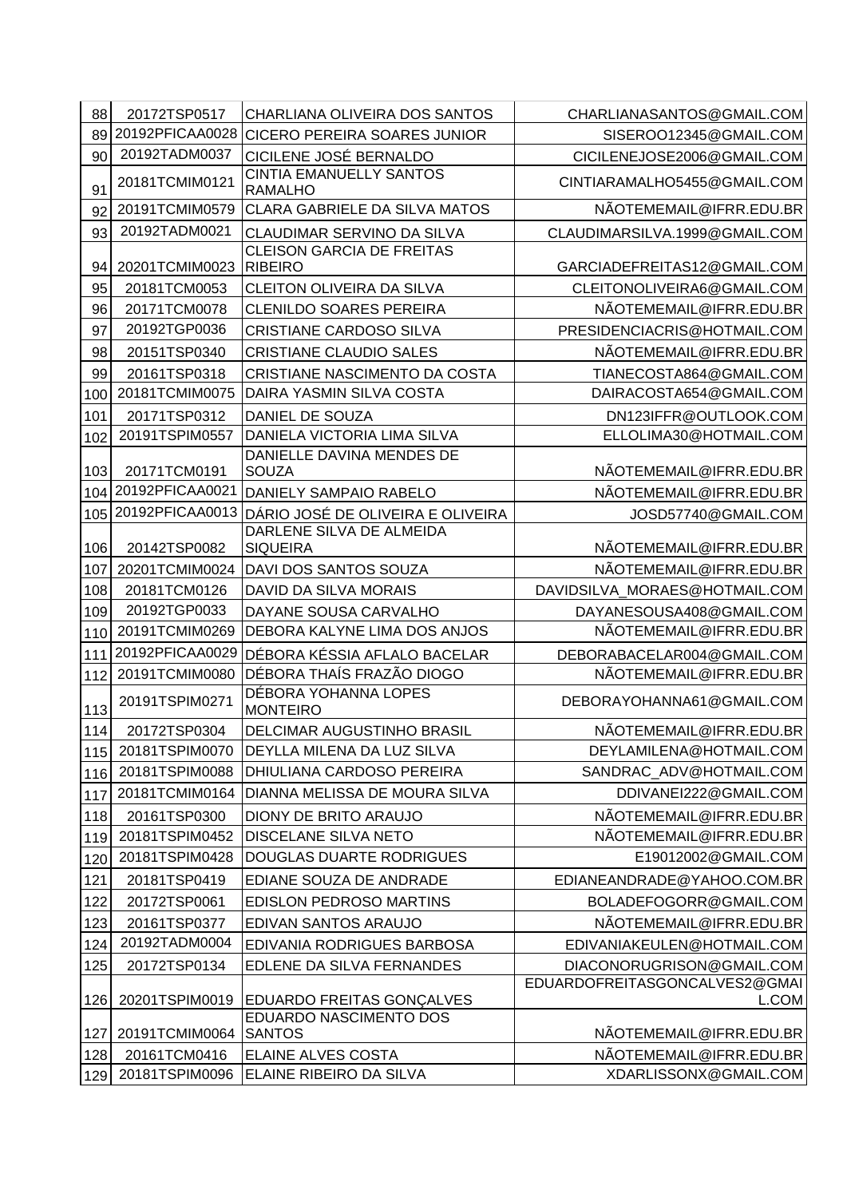| | | | |
|---|---|---|---|
| 88 | 20172TSP0517 | CHARLIANA OLIVEIRA DOS SANTOS | CHARLIANASANTOS@GMAIL.COM |
| 89 | 20192PFICAA0028 | CICERO PEREIRA SOARES JUNIOR | SISEROO12345@GMAIL.COM |
| 90 | 20192TADM0037 | CICILENE JOSÉ BERNALDO | CICILENEJOSE2006@GMAIL.COM |
| 91 | 20181TCMIM0121 | CINTIA EMANUELLY SANTOS RAMALHO | CINTIARAMALHO5455@GMAIL.COM |
| 92 | 20191TCMIM0579 | CLARA GABRIELE DA SILVA MATOS | NÃOTEMEMAIL@IFRR.EDU.BR |
| 93 | 20192TADM0021 | CLAUDIMAR SERVINO DA SILVA | CLAUDIMARSILVA.1999@GMAIL.COM |
| 94 | 20201TCMIM0023 | CLEISON GARCIA DE FREITAS RIBEIRO | GARCIADEFREITAS12@GMAIL.COM |
| 95 | 20181TCM0053 | CLEITON OLIVEIRA DA SILVA | CLEITONOLIVEIRA6@GMAIL.COM |
| 96 | 20171TCM0078 | CLENILDO SOARES PEREIRA | NÃOTEMEMAIL@IFRR.EDU.BR |
| 97 | 20192TGP0036 | CRISTIANE CARDOSO SILVA | PRESIDENCIACRIS@HOTMAIL.COM |
| 98 | 20151TSP0340 | CRISTIANE CLAUDIO SALES | NÃOTEMEMAIL@IFRR.EDU.BR |
| 99 | 20161TSP0318 | CRISTIANE NASCIMENTO DA COSTA | TIANECOSTA864@GMAIL.COM |
| 100 | 20181TCMIM0075 | DAIRA YASMIN SILVA COSTA | DAIRACOSTA654@GMAIL.COM |
| 101 | 20171TSP0312 | DANIEL DE SOUZA | DN123IFFR@OUTLOOK.COM |
| 102 | 20191TSPIM0557 | DANIELA VICTORIA LIMA SILVA | ELLOLIMA30@HOTMAIL.COM |
| 103 | 20171TCM0191 | DANIELLE DAVINA MENDES DE SOUZA | NÃOTEMEMAIL@IFRR.EDU.BR |
| 104 | 20192PFICAA0021 | DANIELY SAMPAIO RABELO | NÃOTEMEMAIL@IFRR.EDU.BR |
| 105 | 20192PFICAA0013 | DÁRIO JOSÉ DE OLIVEIRA E OLIVEIRA | JOSD57740@GMAIL.COM |
| 106 | 20142TSP0082 | DARLENE SILVA DE ALMEIDA SIQUEIRA | NÃOTEMEMAIL@IFRR.EDU.BR |
| 107 | 20201TCMIM0024 | DAVI DOS SANTOS SOUZA | NÃOTEMEMAIL@IFRR.EDU.BR |
| 108 | 20181TCM0126 | DAVID DA SILVA MORAIS | DAVIDSILVA_MORAES@HOTMAIL.COM |
| 109 | 20192TGP0033 | DAYANE SOUSA CARVALHO | DAYANESOUSA408@GMAIL.COM |
| 110 | 20191TCMIM0269 | DEBORA KALYNE LIMA DOS ANJOS | NÃOTEMEMAIL@IFRR.EDU.BR |
| 111 | 20192PFICAA0029 | DÉBORA KÉSSIA AFLALO BACELAR | DEBORABACELAR004@GMAIL.COM |
| 112 | 20191TCMIM0080 | DÉBORA THAÍS FRAZÃO DIOGO | NÃOTEMEMAIL@IFRR.EDU.BR |
| 113 | 20191TSPIM0271 | DÉBORA YOHANNA LOPES MONTEIRO | DEBORAYOHANNA61@GMAIL.COM |
| 114 | 20172TSP0304 | DELCIMAR AUGUSTINHO BRASIL | NÃOTEMEMAIL@IFRR.EDU.BR |
| 115 | 20181TSPIM0070 | DEYLLA MILENA DA LUZ SILVA | DEYLAMILENA@HOTMAIL.COM |
| 116 | 20181TSPIM0088 | DHIULIANA CARDOSO PEREIRA | SANDRAC_ADV@HOTMAIL.COM |
| 117 | 20181TCMIM0164 | DIANNA MELISSA DE MOURA SILVA | DDIVANEI222@GMAIL.COM |
| 118 | 20161TSP0300 | DIONY DE BRITO ARAUJO | NÃOTEMEMAIL@IFRR.EDU.BR |
| 119 | 20181TSPIM0452 | DISCELANE SILVA NETO | NÃOTEMEMAIL@IFRR.EDU.BR |
| 120 | 20181TSPIM0428 | DOUGLAS DUARTE RODRIGUES | E19012002@GMAIL.COM |
| 121 | 20181TSP0419 | EDIANE SOUZA DE ANDRADE | EDIANEANDRADE@YAHOO.COM.BR |
| 122 | 20172TSP0061 | EDISLON PEDROSO MARTINS | BOLADEFOGORR@GMAIL.COM |
| 123 | 20161TSP0377 | EDIVAN SANTOS ARAUJO | NÃOTEMEMAIL@IFRR.EDU.BR |
| 124 | 20192TADM0004 | EDIVANIA RODRIGUES BARBOSA | EDIVANIAKEULEN@HOTMAIL.COM |
| 125 | 20172TSP0134 | EDLENE DA SILVA FERNANDES | DIACONORUGRISON@GMAIL.COM |
| 126 | 20201TSPIM0019 | EDUARDO FREITAS GONÇALVES | EDUARDOFREITASGONCALVES2@GMAIL.COM |
| 127 | 20191TCMIM0064 | EDUARDO NASCIMENTO DOS SANTOS | NÃOTEMEMAIL@IFRR.EDU.BR |
| 128 | 20161TCM0416 | ELAINE ALVES COSTA | NÃOTEMEMAIL@IFRR.EDU.BR |
| 129 | 20181TSPIM0096 | ELAINE RIBEIRO DA SILVA | XDARLISSONX@GMAIL.COM |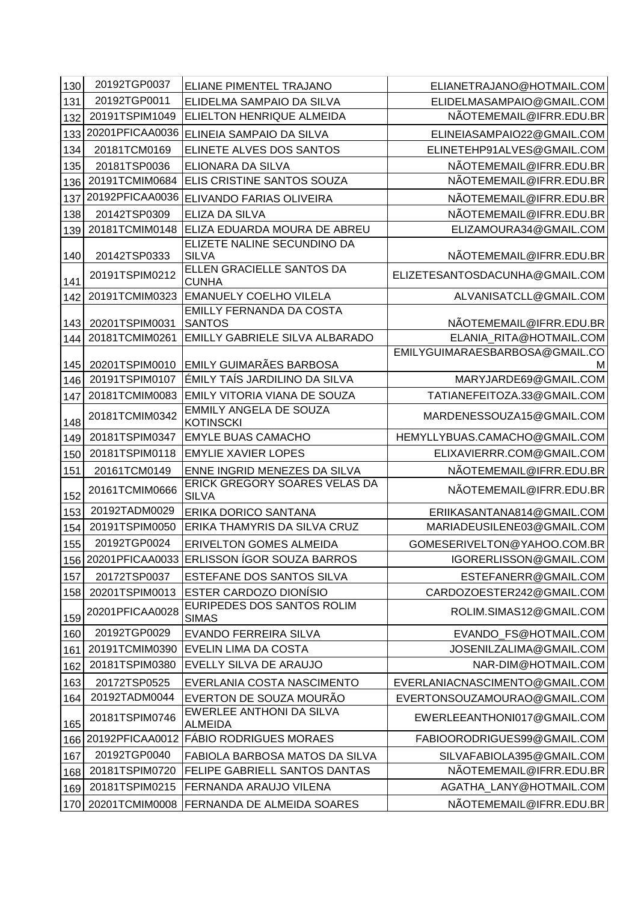| | | | |
|---|---|---|---|
| 130 | 20192TGP0037 | ELIANE PIMENTEL TRAJANO | ELIANETRAJANO@HOTMAIL.COM |
| 131 | 20192TGP0011 | ELIDELMA SAMPAIO DA SILVA | ELIDELMASAMPAIO@GMAIL.COM |
| 132 | 20191TSPIM1049 | ELIELTON HENRIQUE ALMEIDA | NÃOTEMEMAIL@IFRR.EDU.BR |
| 133 | 20201PFICAA0036 | ELINEIA SAMPAIO DA SILVA | ELINEIASAMPAIO22@GMAIL.COM |
| 134 | 20181TCM0169 | ELINETE ALVES DOS SANTOS | ELINETEHP91ALVES@GMAIL.COM |
| 135 | 20181TSP0036 | ELIONARA DA SILVA | NÃOTEMEMAIL@IFRR.EDU.BR |
| 136 | 20191TCMIM0684 | ELIS CRISTINE SANTOS SOUZA | NÃOTEMEMAIL@IFRR.EDU.BR |
| 137 | 20192PFICAA0036 | ELIVANDO FARIAS OLIVEIRA | NÃOTEMEMAIL@IFRR.EDU.BR |
| 138 | 20142TSP0309 | ELIZA DA SILVA | NÃOTEMEMAIL@IFRR.EDU.BR |
| 139 | 20181TCMIM0148 | ELIZA EDUARDA MOURA DE ABREU | ELIZAMOURA34@GMAIL.COM |
| 140 | 20142TSP0333 | ELIZETE NALINE SECUNDINO DA SILVA | NÃOTEMEMAIL@IFRR.EDU.BR |
| 141 | 20191TSPIM0212 | ELLEN GRACIELLE SANTOS DA CUNHA | ELIZETESANTOSDACUNHA@GMAIL.COM |
| 142 | 20191TCMIM0323 | EMANUELY COELHO VILELA | ALVANISATCLL@GMAIL.COM |
| 143 | 20201TSPIM0031 | EMILLY FERNANDA DA COSTA SANTOS | NÃOTEMEMAIL@IFRR.EDU.BR |
| 144 | 20181TCMIM0261 | EMILLY GABRIELE SILVA ALBARADO | ELANIA_RITA@HOTMAIL.COM |
| 145 | 20201TSPIM0010 | EMILY GUIMARÃES BARBOSA | EMILYGUIMARAESBARBOSA@GMAIL.COM |
| 146 | 20191TSPIM0107 | ÉMILY TAÍS JARDILINO DA SILVA | MARYJARDE69@GMAIL.COM |
| 147 | 20181TCMIM0083 | EMILY VITORIA VIANA DE SOUZA | TATIANEFEITOZA.33@GMAIL.COM |
| 148 | 20181TCMIM0342 | EMMILY ANGELA DE SOUZA KOTINSCKI | MARDENESSOUZA15@GMAIL.COM |
| 149 | 20181TSPIM0347 | EMYLE BUAS CAMACHO | HEMYLLYBUAS.CAMACHO@GMAIL.COM |
| 150 | 20181TSPIM0118 | EMYLIE XAVIER LOPES | ELIXAVIERRR.COM@GMAIL.COM |
| 151 | 20161TCM0149 | ENNE INGRID MENEZES DA SILVA | NÃOTEMEMAIL@IFRR.EDU.BR |
| 152 | 20161TCMIM0666 | ERICK GREGORY SOARES VELAS DA SILVA | NÃOTEMEMAIL@IFRR.EDU.BR |
| 153 | 20192TADM0029 | ERIKA DORICO SANTANA | ERIIKASANTANA814@GMAIL.COM |
| 154 | 20191TSPIM0050 | ERIKA THAMYRIS DA SILVA CRUZ | MARIADEUSILENE03@GMAIL.COM |
| 155 | 20192TGP0024 | ERIVELTON GOMES ALMEIDA | GOMESERIVELTON@YAHOO.COM.BR |
| 156 | 20201PFICAA0033 | ERLISSON ÍGOR SOUZA BARROS | IGORERLISSON@GMAIL.COM |
| 157 | 20172TSP0037 | ESTEFANE DOS SANTOS SILVA | ESTEFANERR@GMAIL.COM |
| 158 | 20201TSPIM0013 | ESTER CARDOZO DIONÍSIO | CARDOZOESTER242@GMAIL.COM |
| 159 | 20201PFICAA0028 | EURIPEDES DOS SANTOS ROLIM SIMAS | ROLIM.SIMAS12@GMAIL.COM |
| 160 | 20192TGP0029 | EVANDO FERREIRA SILVA | EVANDO_FS@HOTMAIL.COM |
| 161 | 20191TCMIM0390 | EVELIN LIMA DA COSTA | JOSENILZALIMA@GMAIL.COM |
| 162 | 20181TSPIM0380 | EVELLY SILVA DE ARAUJO | NAR-DIM@HOTMAIL.COM |
| 163 | 20172TSP0525 | EVERLANIA COSTA NASCIMENTO | EVERLANIACNASCIMENTO@GMAIL.COM |
| 164 | 20192TADM0044 | EVERTON DE SOUZA MOURÃO | EVERTONSOUZAMOURAO@GMAIL.COM |
| 165 | 20181TSPIM0746 | EWERLEE ANTHONI DA SILVA ALMEIDA | EWERLEEANTHONI017@GMAIL.COM |
| 166 | 20192PFICAA0012 | FÁBIO RODRIGUES MORAES | FABIOORODRIGUES99@GMAIL.COM |
| 167 | 20192TGP0040 | FABIOLA BARBOSA MATOS DA SILVA | SILVAFABIOLA395@GMAIL.COM |
| 168 | 20181TSPIM0720 | FELIPE GABRIELL SANTOS DANTAS | NÃOTEMEMAIL@IFRR.EDU.BR |
| 169 | 20181TSPIM0215 | FERNANDA ARAUJO VILENA | AGATHA_LANY@HOTMAIL.COM |
| 170 | 20201TCMIM0008 | FERNANDA DE ALMEIDA SOARES | NÃOTEMEMAIL@IFRR.EDU.BR |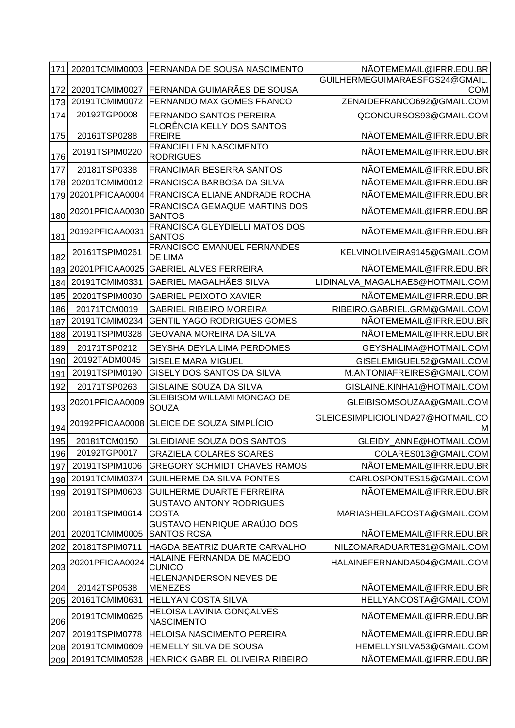| | | | |
|---|---|---|---|
| 171 | 20201TCMIM0003 | FERNANDA DE SOUSA NASCIMENTO | NÃOTEMEMAIL@IFRR.EDU.BR |
| 172 | 20201TCMIM0027 | FERNANDA GUIMARÃES DE SOUSA | GUILHERMEGUIMARAESFGS24@GMAIL.COM |
| 173 | 20191TCMIM0072 | FERNANDO MAX GOMES FRANCO | ZENAIDEFRANCO692@GMAIL.COM |
| 174 | 20192TGP0008 | FERNANDO SANTOS PEREIRA | QCONCURSOS93@GMAIL.COM |
| 175 | 20161TSP0288 | FLORÊNCIA KELLY DOS SANTOS FREIRE | NÃOTEMEMAIL@IFRR.EDU.BR |
| 176 | 20191TSPIM0220 | FRANCIELLEN NASCIMENTO RODRIGUES | NÃOTEMEMAIL@IFRR.EDU.BR |
| 177 | 20181TSP0338 | FRANCIMAR BESERRA SANTOS | NÃOTEMEMAIL@IFRR.EDU.BR |
| 178 | 20201TCMIM0012 | FRANCISCA BARBOSA DA SILVA | NÃOTEMEMAIL@IFRR.EDU.BR |
| 179 | 20201PFICAA0004 | FRANCISCA ELIANE ANDRADE ROCHA | NÃOTEMEMAIL@IFRR.EDU.BR |
| 180 | 20201PFICAA0030 | FRANCISCA GEMAQUE MARTINS DOS SANTOS | NÃOTEMEMAIL@IFRR.EDU.BR |
| 181 | 20192PFICAA0031 | FRANCISCA GLEYDIELLI MATOS DOS SANTOS | NÃOTEMEMAIL@IFRR.EDU.BR |
| 182 | 20161TSPIM0261 | FRANCISCO EMANUEL FERNANDES DE LIMA | KELVINOLIVEIRA9145@GMAIL.COM |
| 183 | 20201PFICAA0025 | GABRIEL ALVES FERREIRA | NÃOTEMEMAIL@IFRR.EDU.BR |
| 184 | 20191TCMIM0331 | GABRIEL MAGALHÃES SILVA | LIDINALVA_MAGALHAES@HOTMAIL.COM |
| 185 | 20201TSPIM0030 | GABRIEL PEIXOTO XAVIER | NÃOTEMEMAIL@IFRR.EDU.BR |
| 186 | 20171TCM0019 | GABRIEL RIBEIRO MOREIRA | RIBEIRO.GABRIEL.GRM@GMAIL.COM |
| 187 | 20191TCMIM0234 | GENTIL YAGO RODRIGUES GOMES | NÃOTEMEMAIL@IFRR.EDU.BR |
| 188 | 20191TSPIM0328 | GEOVANA MOREIRA DA SILVA | NÃOTEMEMAIL@IFRR.EDU.BR |
| 189 | 20171TSP0212 | GEYSHA DEYLA LIMA PERDOMES | GEYSHALIMA@HOTMAIL.COM |
| 190 | 20192TADM0045 | GISELE MARA MIGUEL | GISELEMIGUEL52@GMAIL.COM |
| 191 | 20191TSPIM0190 | GISELY DOS SANTOS DA SILVA | M.ANTONIAFREIRES@GMAIL.COM |
| 192 | 20171TSP0263 | GISLAINE SOUZA DA SILVA | GISLAINE.KINHA1@HOTMAIL.COM |
| 193 | 20201PFICAA0009 | GLEIBISOM WILLAMI MONCAO DE SOUZA | GLEIBISOMSOUZAA@GMAIL.COM |
| 194 | 20192PFICAA0008 | GLEICE DE SOUZA SIMPLÍCIO | GLEICESIMPLICIOLINDA27@HOTMAIL.COM |
| 195 | 20181TCM0150 | GLEIDIANE SOUZA DOS SANTOS | GLEIDY_ANNE@HOTMAIL.COM |
| 196 | 20192TGP0017 | GRAZIELA COLARES SOARES | COLARES013@GMAIL.COM |
| 197 | 20191TSPIM1006 | GREGORY SCHMIDT CHAVES RAMOS | NÃOTEMEMAIL@IFRR.EDU.BR |
| 198 | 20191TCMIM0374 | GUILHERME DA SILVA PONTES | CARLOSPONTES15@GMAIL.COM |
| 199 | 20191TSPIM0603 | GUILHERME DUARTE FERREIRA | NÃOTEMEMAIL@IFRR.EDU.BR |
| 200 | 20181TSPIM0614 | GUSTAVO ANTONY RODRIGUES COSTA | MARIASHEILAFCOSTA@GMAIL.COM |
| 201 | 20201TCMIM0005 | GUSTAVO HENRIQUE ARAÚJO DOS SANTOS ROSA | NÃOTEMEMAIL@IFRR.EDU.BR |
| 202 | 20181TSPIM0711 | HAGDA BEATRIZ DUARTE CARVALHO | NILZOMARADUARTE31@GMAIL.COM |
| 203 | 20201PFICAA0024 | HALAINE FERNANDA DE MACEDO CUNICO | HALAINEFERNANDA504@GMAIL.COM |
| 204 | 20142TSP0538 | HELENJANDERSON NEVES DE MENEZES | NÃOTEMEMAIL@IFRR.EDU.BR |
| 205 | 20161TCMIM0631 | HELLYAN COSTA SILVA | HELLYANCOSTA@GMAIL.COM |
| 206 | 20191TCMIM0625 | HELOISA LAVINIA GONÇALVES NASCIMENTO | NÃOTEMEMAIL@IFRR.EDU.BR |
| 207 | 20191TSPIM0778 | HELOISA NASCIMENTO PEREIRA | NÃOTEMEMAIL@IFRR.EDU.BR |
| 208 | 20191TCMIM0609 | HEMELLY SILVA DE SOUSA | HEMELLYSILVA53@GMAIL.COM |
| 209 | 20191TCMIM0528 | HENRICK GABRIEL OLIVEIRA RIBEIRO | NÃOTEMEMAIL@IFRR.EDU.BR |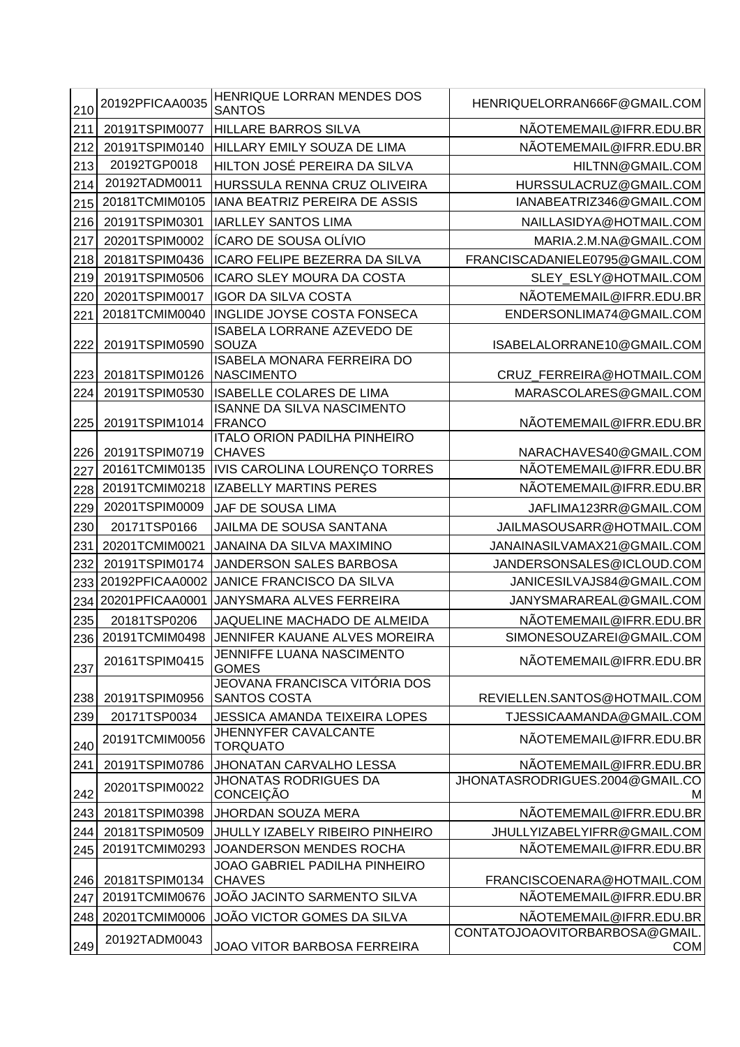| | | | |
|---|---|---|---|
| 210 | 20192PFICAA0035 | HENRIQUE LORRAN MENDES DOS SANTOS | HENRIQUELORRAN666F@GMAIL.COM |
| 211 | 20191TSPIM0077 | HILLARE BARROS SILVA | NÃOTEMEMAIL@IFRR.EDU.BR |
| 212 | 20191TSPIM0140 | HILLARY EMILY SOUZA DE LIMA | NÃOTEMEMAIL@IFRR.EDU.BR |
| 213 | 20192TGP0018 | HILTON JOSÉ PEREIRA DA SILVA | HILTNN@GMAIL.COM |
| 214 | 20192TADM0011 | HURSSULA RENNA CRUZ OLIVEIRA | HURSSULACRUZ@GMAIL.COM |
| 215 | 20181TCMIM0105 | IANA BEATRIZ PEREIRA DE ASSIS | IANABEATRIZ346@GMAIL.COM |
| 216 | 20191TSPIM0301 | IARLLEY SANTOS LIMA | NAILLASIDYA@HOTMAIL.COM |
| 217 | 20201TSPIM0002 | ÍCARO DE SOUSA OLÍVIO | MARIA.2.M.NA@GMAIL.COM |
| 218 | 20181TSPIM0436 | ICARO FELIPE BEZERRA DA SILVA | FRANCISCADANIELE0795@GMAIL.COM |
| 219 | 20191TSPIM0506 | ICARO SLEY MOURA DA COSTA | SLEY_ESLY@HOTMAIL.COM |
| 220 | 20201TSPIM0017 | IGOR DA SILVA COSTA | NÃOTEMEMAIL@IFRR.EDU.BR |
| 221 | 20181TCMIM0040 | INGLIDE JOYSE COSTA FONSECA | ENDERSONLIMA74@GMAIL.COM |
| 222 | 20191TSPIM0590 | ISABELA LORRANE AZEVEDO DE SOUZA | ISABELALORRANE10@GMAIL.COM |
| 223 | 20181TSPIM0126 | ISABELA MONARA FERREIRA DO NASCIMENTO | CRUZ_FERREIRA@HOTMAIL.COM |
| 224 | 20191TSPIM0530 | ISABELLE COLARES DE LIMA | MARASCOLARES@GMAIL.COM |
| 225 | 20191TSPIM1014 | ISANNE DA SILVA NASCIMENTO FRANCO | NÃOTEMEMAIL@IFRR.EDU.BR |
| 226 | 20191TSPIM0719 | ITALO ORION PADILHA PINHEIRO CHAVES | NARACHAVES40@GMAIL.COM |
| 227 | 20161TCMIM0135 | IVIS CAROLINA LOURENÇO TORRES | NÃOTEMEMAIL@IFRR.EDU.BR |
| 228 | 20191TCMIM0218 | IZABELLY MARTINS PERES | NÃOTEMEMAIL@IFRR.EDU.BR |
| 229 | 20201TSPIM0009 | JAF DE SOUSA LIMA | JAFLIMA123RR@GMAIL.COM |
| 230 | 20171TSP0166 | JAILMA DE SOUSA SANTANA | JAILMASOUSARR@HOTMAIL.COM |
| 231 | 20201TCMIM0021 | JANAINA DA SILVA MAXIMINO | JANAINASILVAMAX21@GMAIL.COM |
| 232 | 20191TSPIM0174 | JANDERSON SALES BARBOSA | JANDERSONSALES@ICLOUD.COM |
| 233 | 20192PFICAA0002 | JANICE FRANCISCO DA SILVA | JANICESILVAJS84@GMAIL.COM |
| 234 | 20201PFICAA0001 | JANYSMARA ALVES FERREIRA | JANYSMARAREAL@GMAIL.COM |
| 235 | 20181TSP0206 | JAQUELINE MACHADO DE ALMEIDA | NÃOTEMEMAIL@IFRR.EDU.BR |
| 236 | 20191TCMIM0498 | JENNIFER KAUANE ALVES MOREIRA | SIMONESOUZAREI@GMAIL.COM |
| 237 | 20161TSPIM0415 | JENNIFFE LUANA NASCIMENTO GOMES | NÃOTEMEMAIL@IFRR.EDU.BR |
| 238 | 20191TSPIM0956 | JEOVANA FRANCISCA VITÓRIA DOS SANTOS COSTA | REVIELLEN.SANTOS@HOTMAIL.COM |
| 239 | 20171TSP0034 | JESSICA AMANDA TEIXEIRA LOPES | TJESSICAAMANDA@GMAIL.COM |
| 240 | 20191TCMIM0056 | JHENNYFER CAVALCANTE TORQUATO | NÃOTEMEMAIL@IFRR.EDU.BR |
| 241 | 20191TSPIM0786 | JHONATAN CARVALHO LESSA | NÃOTEMEMAIL@IFRR.EDU.BR |
| 242 | 20201TSPIM0022 | JHONATAS RODRIGUES DA CONCEIÇÃO | JHONATASRODRIGUES.2004@GMAIL.COM |
| 243 | 20181TSPIM0398 | JHORDAN SOUZA MERA | NÃOTEMEMAIL@IFRR.EDU.BR |
| 244 | 20181TSPIM0509 | JHULLY IZABELY RIBEIRO PINHEIRO | JHULLYIZABELYIFRR@GMAIL.COM |
| 245 | 20191TCMIM0293 | JOANDERSON MENDES ROCHA | NÃOTEMEMAIL@IFRR.EDU.BR |
| 246 | 20181TSPIM0134 | JOAO GABRIEL PADILHA PINHEIRO CHAVES | FRANCISCOENARA@HOTMAIL.COM |
| 247 | 20191TCMIM0676 | JOÃO JACINTO SARMENTO SILVA | NÃOTEMEMAIL@IFRR.EDU.BR |
| 248 | 20201TCMIM0006 | JOÃO VICTOR GOMES DA SILVA | NÃOTEMEMAIL@IFRR.EDU.BR |
| 249 | 20192TADM0043 | JOAO VITOR BARBOSA FERREIRA | CONTATOJOAOVITORBARBOSA@GMAIL.COM |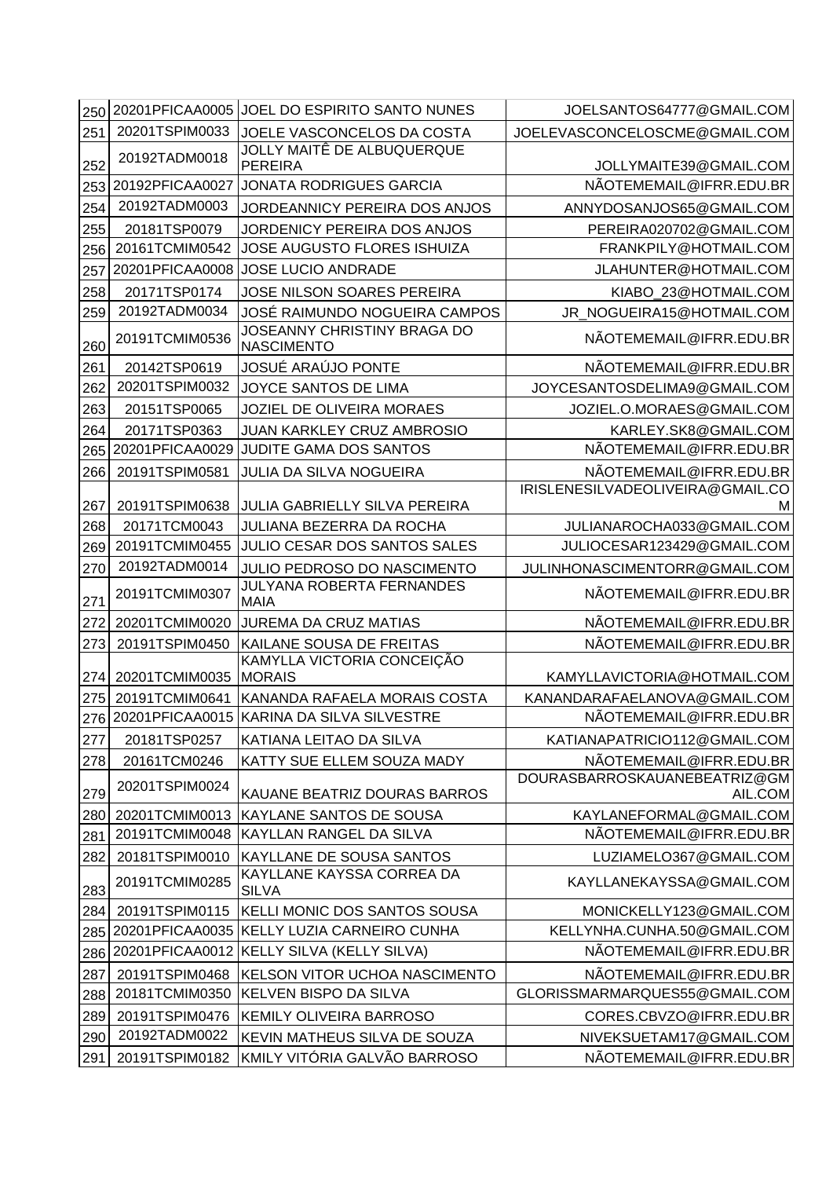| | | | |
|---|---|---|---|
| 250 | 20201PFICAA0005 | JOEL DO ESPIRITO SANTO NUNES | JOELSANTOS64777@GMAIL.COM |
| 251 | 20201TSPIM0033 | JOELE VASCONCELOS DA COSTA | JOELEVASCONCELOSCME@GMAIL.COM |
| 252 | 20192TADM0018 | JOLLY MAITÊ DE ALBUQUERQUE PEREIRA | JOLLYMAITE39@GMAIL.COM |
| 253 | 20192PFICAA0027 | JONATA RODRIGUES GARCIA | NÃOTEMEMAIL@IFRR.EDU.BR |
| 254 | 20192TADM0003 | JORDEANNICY PEREIRA DOS ANJOS | ANNYDOSANJOS65@GMAIL.COM |
| 255 | 20181TSP0079 | JORDENICY PEREIRA DOS ANJOS | PEREIRA020702@GMAIL.COM |
| 256 | 20161TCMIM0542 | JOSE AUGUSTO FLORES ISHUIZA | FRANKPILY@HOTMAIL.COM |
| 257 | 20201PFICAA0008 | JOSE LUCIO ANDRADE | JLAHUNTER@HOTMAIL.COM |
| 258 | 20171TSP0174 | JOSE NILSON SOARES PEREIRA | KIABO_23@HOTMAIL.COM |
| 259 | 20192TADM0034 | JOSÉ RAIMUNDO NOGUEIRA CAMPOS | JR_NOGUEIRA15@HOTMAIL.COM |
| 260 | 20191TCMIM0536 | JOSEANNY CHRISTINY BRAGA DO NASCIMENTO | NÃOTEMEMAIL@IFRR.EDU.BR |
| 261 | 20142TSP0619 | JOSUÉ ARAÚJO PONTE | NÃOTEMEMAIL@IFRR.EDU.BR |
| 262 | 20201TSPIM0032 | JOYCE SANTOS DE LIMA | JOYCESANTOSDELIMA9@GMAIL.COM |
| 263 | 20151TSP0065 | JOZIEL DE OLIVEIRA MORAES | JOZIEL.O.MORAES@GMAIL.COM |
| 264 | 20171TSP0363 | JUAN KARKLEY CRUZ AMBROSIO | KARLEY.SK8@GMAIL.COM |
| 265 | 20201PFICAA0029 | JUDITE GAMA DOS SANTOS | NÃOTEMEMAIL@IFRR.EDU.BR |
| 266 | 20191TSPIM0581 | JULIA DA SILVA NOGUEIRA | NÃOTEMEMAIL@IFRR.EDU.BR |
| 267 | 20191TSPIM0638 | JULIA GABRIELLY SILVA PEREIRA | IRISLENESILVADEOLIVEIRA@GMAIL.COM |
| 268 | 20171TCM0043 | JULIANA BEZERRA DA ROCHA | JULIANAROCHA033@GMAIL.COM |
| 269 | 20191TCMIM0455 | JULIO CESAR DOS SANTOS SALES | JULIOCESAR123429@GMAIL.COM |
| 270 | 20192TADM0014 | JULIO PEDROSO DO NASCIMENTO | JULINHONASCIMENTORR@GMAIL.COM |
| 271 | 20191TCMIM0307 | JULYANA ROBERTA FERNANDES MAIA | NÃOTEMEMAIL@IFRR.EDU.BR |
| 272 | 20201TCMIM0020 | JUREMA DA CRUZ MATIAS | NÃOTEMEMAIL@IFRR.EDU.BR |
| 273 | 20191TSPIM0450 | KAILANE SOUSA DE FREITAS | NÃOTEMEMAIL@IFRR.EDU.BR |
| 274 | 20201TCMIM0035 | KAMYLLA VICTORIA CONCEIÇÃO MORAIS | KAMYLLAVICTORIA@HOTMAIL.COM |
| 275 | 20191TCMIM0641 | KANANDA RAFAELA MORAIS COSTA | KANANDARAFAELANOVA@GMAIL.COM |
| 276 | 20201PFICAA0015 | KARINA DA SILVA SILVESTRE | NÃOTEMEMAIL@IFRR.EDU.BR |
| 277 | 20181TSP0257 | KATIANA LEITAO DA SILVA | KATIANAPATRICIO112@GMAIL.COM |
| 278 | 20161TCM0246 | KATTY SUE ELLEM SOUZA MADY | NÃOTEMEMAIL@IFRR.EDU.BR |
| 279 | 20201TSPIM0024 | KAUANE BEATRIZ DOURAS BARROS | DOURASBARROSKAUANEBEATRIZ@GMAIL.COM |
| 280 | 20201TCMIM0013 | KAYLANE SANTOS DE SOUSA | KAYLANEFORMAL@GMAIL.COM |
| 281 | 20191TCMIM0048 | KAYLLAN RANGEL DA SILVA | NÃOTEMEMAIL@IFRR.EDU.BR |
| 282 | 20181TSPIM0010 | KAYLLANE DE SOUSA SANTOS | LUZIAMELO367@GMAIL.COM |
| 283 | 20191TCMIM0285 | KAYLLANE KAYSSA CORREA DA SILVA | KAYLLANEKAYSSA@GMAIL.COM |
| 284 | 20191TSPIM0115 | KELLI MONIC DOS SANTOS SOUSA | MONICKELLY123@GMAIL.COM |
| 285 | 20201PFICAA0035 | KELLY LUZIA CARNEIRO CUNHA | KELLYNHA.CUNHA.50@GMAIL.COM |
| 286 | 20201PFICAA0012 | KELLY SILVA (KELLY SILVA) | NÃOTEMEMAIL@IFRR.EDU.BR |
| 287 | 20191TSPIM0468 | KELSON VITOR UCHOA NASCIMENTO | NÃOTEMEMAIL@IFRR.EDU.BR |
| 288 | 20181TCMIM0350 | KELVEN BISPO DA SILVA | GLORISSMARMARQUES55@GMAIL.COM |
| 289 | 20191TSPIM0476 | KEMILY OLIVEIRA BARROSO | CORES.CBVZO@IFRR.EDU.BR |
| 290 | 20192TADM0022 | KEVIN MATHEUS SILVA DE SOUZA | NIVEKSUETAM17@GMAIL.COM |
| 291 | 20191TSPIM0182 | KMILY VITÓRIA GALVÃO BARROSO | NÃOTEMEMAIL@IFRR.EDU.BR |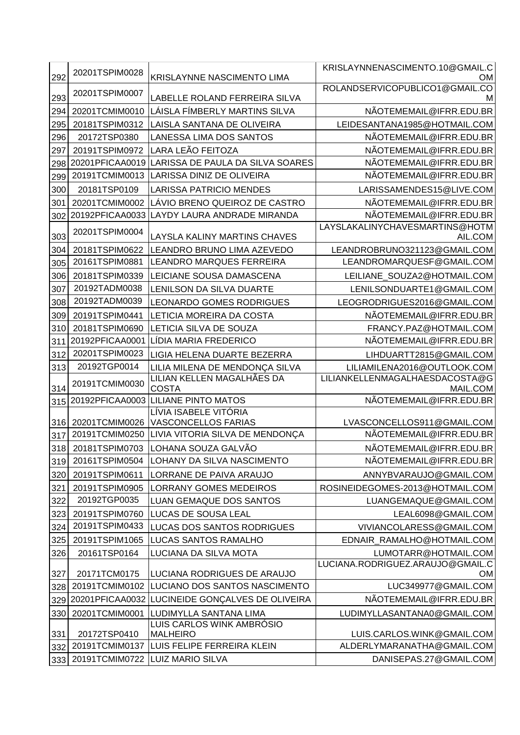| | | | |
|---|---|---|---|
| 292 | 20201TSPIM0028 | KRISLAYNNE NASCIMENTO LIMA | KRISLAYNNENASCIMENTO.10@GMAIL.COM |
| 293 | 20201TSPIM0007 | LABELLE ROLAND FERREIRA SILVA | ROLANDSERVICOPUBLICO1@GMAIL.COM |
| 294 | 20201TCMIM0010 | LÁISLA FÍMBERLY MARTINS SILVA | NÃOTEMEMAIL@IFRR.EDU.BR |
| 295 | 20181TSPIM0312 | LAISLA SANTANA DE OLIVEIRA | LEIDESANTANA1985@HOTMAIL.COM |
| 296 | 20172TSP0380 | LANESSA LIMA DOS SANTOS | NÃOTEMEMAIL@IFRR.EDU.BR |
| 297 | 20191TSPIM0972 | LARA LEÃO FEITOZA | NÃOTEMEMAIL@IFRR.EDU.BR |
| 298 | 20201PFICAA0019 | LARISSA DE PAULA DA SILVA SOARES | NÃOTEMEMAIL@IFRR.EDU.BR |
| 299 | 20191TCMIM0013 | LARISSA DINIZ DE OLIVEIRA | NÃOTEMEMAIL@IFRR.EDU.BR |
| 300 | 20181TSP0109 | LARISSA PATRICIO MENDES | LARISSAMENDES15@LIVE.COM |
| 301 | 20201TCMIM0002 | LÁVIO BRENO QUEIROZ DE CASTRO | NÃOTEMEMAIL@IFRR.EDU.BR |
| 302 | 20192PFICAA0033 | LAYDY LAURA ANDRADE MIRANDA | NÃOTEMEMAIL@IFRR.EDU.BR |
| 303 | 20201TSPIM0004 | LAYSLA KALINY MARTINS CHAVES | LAYSLAKALINYCHAVESMARTINS@HOTMAIL.COM |
| 304 | 20181TSPIM0622 | LEANDRO BRUNO LIMA AZEVEDO | LEANDROBRUNO321123@GMAIL.COM |
| 305 | 20161TSPIM0881 | LEANDRO MARQUES FERREIRA | LEANDROMARQUESF@GMAIL.COM |
| 306 | 20181TSPIM0339 | LEICIANE SOUSA DAMASCENA | LEILIANE_SOUZA2@HOTMAIL.COM |
| 307 | 20192TADM0038 | LENILSON DA SILVA DUARTE | LENILSONDUARTE1@GMAIL.COM |
| 308 | 20192TADM0039 | LEONARDO GOMES RODRIGUES | LEOGRODRIGUES2016@GMAIL.COM |
| 309 | 20191TSPIM0441 | LETICIA MOREIRA DA COSTA | NÃOTEMEMAIL@IFRR.EDU.BR |
| 310 | 20181TSPIM0690 | LETICIA SILVA DE SOUZA | FRANCY.PAZ@HOTMAIL.COM |
| 311 | 20192PFICAA0001 | LÍDIA MARIA FREDERICO | NÃOTEMEMAIL@IFRR.EDU.BR |
| 312 | 20201TSPIM0023 | LIGIA HELENA DUARTE BEZERRA | LIHDUARTT2815@GMAIL.COM |
| 313 | 20192TGP0014 | LILIA MILENA DE MENDONÇA SILVA | LILIAMILENA2016@OUTLOOK.COM |
| 314 | 20191TCMIM0030 | LILIAN KELLEN MAGALHÃES DA COSTA | LILIANKELLENMAGALHAESDACOSTA@GMAIL.COM |
| 315 | 20192PFICAA0003 | LILIANE PINTO MATOS | NÃOTEMEMAIL@IFRR.EDU.BR |
| 316 | 20201TCMIM0026 | LÍVIA ISABELE VITÓRIA VASCONCELLOS FARIAS | LVASCONCELLOS911@GMAIL.COM |
| 317 | 20191TCMIM0250 | LIVIA VITORIA SILVA DE MENDONÇA | NÃOTEMEMAIL@IFRR.EDU.BR |
| 318 | 20181TSPIM0703 | LOHANA SOUZA GALVÃO | NÃOTEMEMAIL@IFRR.EDU.BR |
| 319 | 20161TSPIM0504 | LOHANY DA SILVA NASCIMENTO | NÃOTEMEMAIL@IFRR.EDU.BR |
| 320 | 20191TSPIM0611 | LORRANE DE PAIVA ARAUJO | ANNYBVARAUJO@GMAIL.COM |
| 321 | 20191TSPIM0905 | LORRANY GOMES MEDEIROS | ROSINEIDEGOMES-2013@HOTMAIL.COM |
| 322 | 20192TGP0035 | LUAN GEMAQUE DOS SANTOS | LUANGEMAQUE@GMAIL.COM |
| 323 | 20191TSPIM0760 | LUCAS DE SOUSA LEAL | LEAL6098@GMAIL.COM |
| 324 | 20191TSPIM0433 | LUCAS DOS SANTOS RODRIGUES | VIVIANCOLARESS@GMAIL.COM |
| 325 | 20191TSPIM1065 | LUCAS SANTOS RAMALHO | EDNAIR_RAMALHO@HOTMAIL.COM |
| 326 | 20161TSP0164 | LUCIANA DA SILVA MOTA | LUMOTARR@HOTMAIL.COM |
| 327 | 20171TCM0175 | LUCIANA RODRIGUES DE ARAUJO | LUCIANA.RODRIGUEZ.ARAUJO@GMAIL.COM |
| 328 | 20191TCMIM0102 | LUCIANO DOS SANTOS NASCIMENTO | LUC349977@GMAIL.COM |
| 329 | 20201PFICAA0032 | LUCINEIDE GONÇALVES DE OLIVEIRA | NÃOTEMEMAIL@IFRR.EDU.BR |
| 330 | 20201TCMIM0001 | LUDIMYLLA SANTANA LIMA | LUDIMYLLASANTANA0@GMAIL.COM |
| 331 | 20172TSP0410 | LUIS CARLOS WINK AMBRÓSIO MALHEIRO | LUIS.CARLOS.WINK@GMAIL.COM |
| 332 | 20191TCMIM0137 | LUIS FELIPE FERREIRA KLEIN | ALDERLYMARANATHA@GMAIL.COM |
| 333 | 20191TCMIM0722 | LUIZ MARIO SILVA | DANISEPAS.27@GMAIL.COM |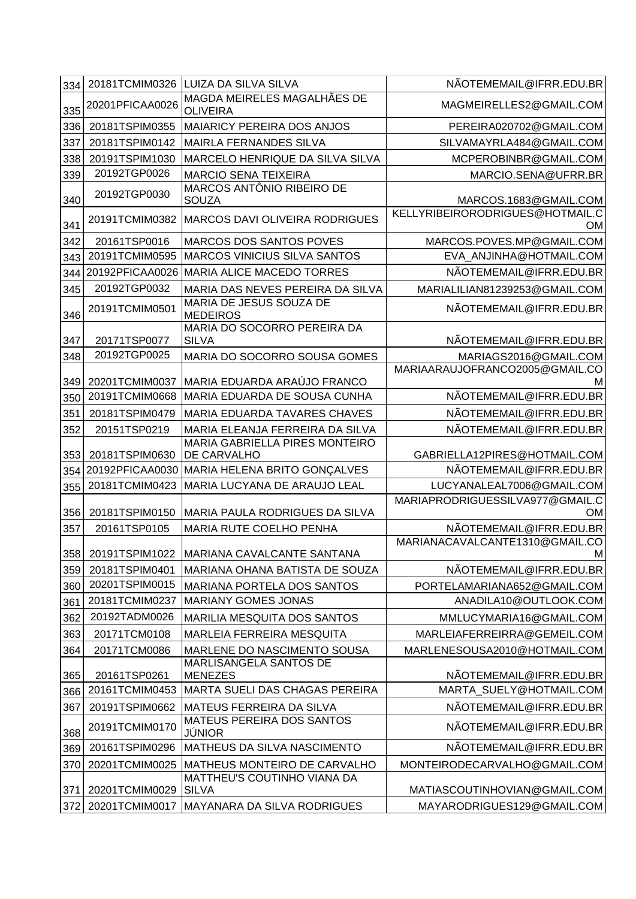| | | | |
|---|---|---|---|
| 334 | 20181TCMIM0326 | LUIZA DA SILVA SILVA | NÃOTEMEMAIL@IFRR.EDU.BR |
| 335 | 20201PFICAA0026 | MAGDA MEIRELES MAGALHÃES DE OLIVEIRA | MAGMEIRELLES2@GMAIL.COM |
| 336 | 20181TSPIM0355 | MAIARICY PEREIRA DOS ANJOS | PEREIRA020702@GMAIL.COM |
| 337 | 20181TSPIM0142 | MAIRLA FERNANDES SILVA | SILVAMAYRLA484@GMAIL.COM |
| 338 | 20191TSPIM1030 | MARCELO HENRIQUE DA SILVA SILVA | MCPEROBINBR@GMAIL.COM |
| 339 | 20192TGP0026 | MARCIO SENA TEIXEIRA | MARCIO.SENA@UFRR.BR |
| 340 | 20192TGP0030 | MARCOS ANTÔNIO RIBEIRO DE SOUZA | MARCOS.1683@GMAIL.COM |
| 341 | 20191TCMIM0382 | MARCOS DAVI OLIVEIRA RODRIGUES | KELLYRIBEIRORODRIGUES@HOTMAIL.COM |
| 342 | 20161TSP0016 | MARCOS DOS SANTOS POVES | MARCOS.POVES.MP@GMAIL.COM |
| 343 | 20191TCMIM0595 | MARCOS VINICIUS SILVA SANTOS | EVA_ANJINHA@HOTMAIL.COM |
| 344 | 20192PFICAA0026 | MARIA ALICE MACEDO TORRES | NÃOTEMEMAIL@IFRR.EDU.BR |
| 345 | 20192TGP0032 | MARIA DAS NEVES PEREIRA DA SILVA | MARIALILIAN81239253@GMAIL.COM |
| 346 | 20191TCMIM0501 | MARIA DE JESUS SOUZA DE MEDEIROS | NÃOTEMEMAIL@IFRR.EDU.BR |
| 347 | 20171TSP0077 | MARIA DO SOCORRO PEREIRA DA SILVA | NÃOTEMEMAIL@IFRR.EDU.BR |
| 348 | 20192TGP0025 | MARIA DO SOCORRO SOUSA GOMES | MARIAGS2016@GMAIL.COM |
| 349 | 20201TCMIM0037 | MARIA EDUARDA ARAÚJO FRANCO | MARIAARAUJOFRANCO2005@GMAIL.COM |
| 350 | 20191TCMIM0668 | MARIA EDUARDA DE SOUSA CUNHA | NÃOTEMEMAIL@IFRR.EDU.BR |
| 351 | 20181TSPIM0479 | MARIA EDUARDA TAVARES CHAVES | NÃOTEMEMAIL@IFRR.EDU.BR |
| 352 | 20151TSP0219 | MARIA ELEANJA FERREIRA DA SILVA | NÃOTEMEMAIL@IFRR.EDU.BR |
| 353 | 20181TSPIM0630 | MARIA GABRIELLA PIRES MONTEIRO DE CARVALHO | GABRIELLA12PIRES@HOTMAIL.COM |
| 354 | 20192PFICAA0030 | MARIA HELENA BRITO GONÇALVES | NÃOTEMEMAIL@IFRR.EDU.BR |
| 355 | 20181TCMIM0423 | MARIA LUCYANA DE ARAUJO LEAL | LUCYANALEAL7006@GMAIL.COM |
| 356 | 20181TSPIM0150 | MARIA PAULA RODRIGUES DA SILVA | MARIAPRODRIGUESSILVA977@GMAIL.COM |
| 357 | 20161TSP0105 | MARIA RUTE COELHO PENHA | NÃOTEMEMAIL@IFRR.EDU.BR |
| 358 | 20191TSPIM1022 | MARIANA CAVALCANTE SANTANA | MARIANACAVALCANTE1310@GMAIL.COM |
| 359 | 20181TSPIM0401 | MARIANA OHANA BATISTA DE SOUZA | NÃOTEMEMAIL@IFRR.EDU.BR |
| 360 | 20201TSPIM0015 | MARIANA PORTELA DOS SANTOS | PORTELAMARIANA652@GMAIL.COM |
| 361 | 20181TCMIM0237 | MARIANY GOMES JONAS | ANADILA10@OUTLOOK.COM |
| 362 | 20192TADM0026 | MARILIA MESQUITA DOS SANTOS | MMLUCYMARIA16@GMAIL.COM |
| 363 | 20171TCM0108 | MARLEIA FERREIRA MESQUITA | MARLEIAFERREIRRA@GEMEIL.COM |
| 364 | 20171TCM0086 | MARLENE DO NASCIMENTO SOUSA | MARLENESOUSA2010@HOTMAIL.COM |
| 365 | 20161TSP0261 | MARLISANGELA SANTOS DE MENEZES | NÃOTEMEMAIL@IFRR.EDU.BR |
| 366 | 20161TCMIM0453 | MARTA SUELI DAS CHAGAS PEREIRA | MARTA_SUELY@HOTMAIL.COM |
| 367 | 20191TSPIM0662 | MATEUS FERREIRA DA SILVA | NÃOTEMEMAIL@IFRR.EDU.BR |
| 368 | 20191TCMIM0170 | MATEUS PEREIRA DOS SANTOS JÚNIOR | NÃOTEMEMAIL@IFRR.EDU.BR |
| 369 | 20161TSPIM0296 | MATHEUS DA SILVA NASCIMENTO | NÃOTEMEMAIL@IFRR.EDU.BR |
| 370 | 20201TCMIM0025 | MATHEUS MONTEIRO DE CARVALHO | MONTEIRODECARVALHO@GMAIL.COM |
| 371 | 20201TCMIM0029 | MATTHEU'S COUTINHO VIANA DA SILVA | MATIASCOUTINHOVIAN@GMAIL.COM |
| 372 | 20201TCMIM0017 | MAYANARA DA SILVA RODRIGUES | MAYARODRIGUES129@GMAIL.COM |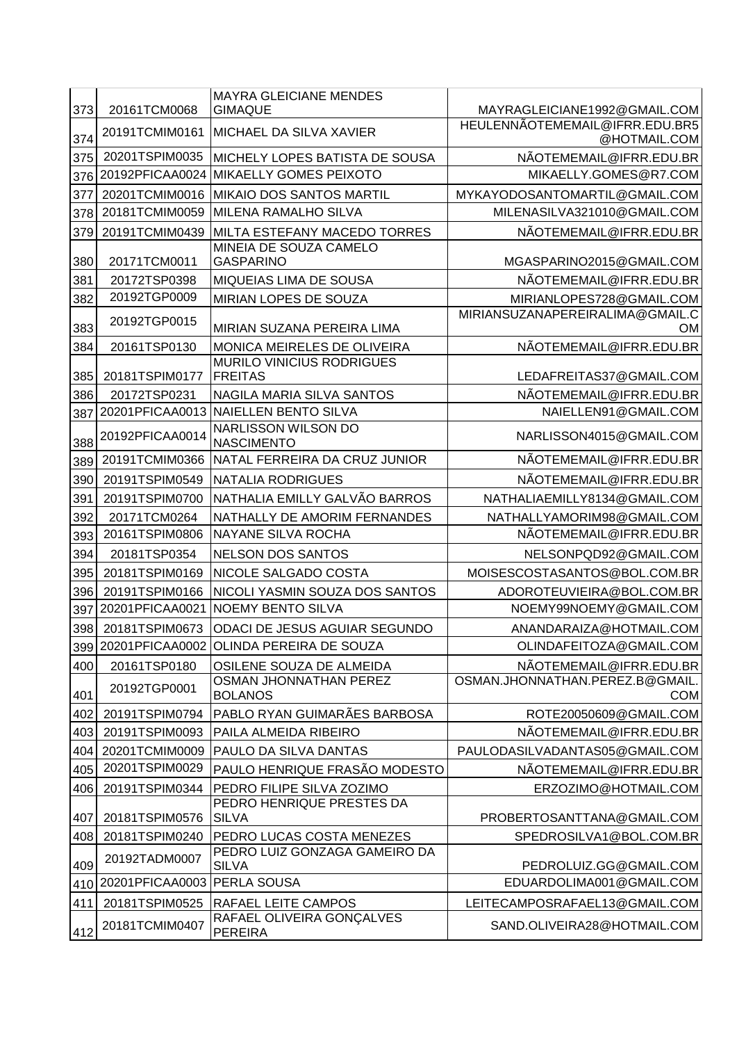| | | | |
|---|---|---|---|
| 373 | 20161TCM0068 | MAYRA GLEICIANE MENDES GIMAQUE | MAYRAGLEICIANE1992@GMAIL.COM |
| 374 | 20191TCMIM0161 | MICHAEL DA SILVA XAVIER | HEULENNÃOTEMEMAIL@IFRR.EDU.BR5@HOTMAIL.COM |
| 375 | 20201TSPIM0035 | MICHELY LOPES BATISTA DE SOUSA | NÃOTEMEMAIL@IFRR.EDU.BR |
| 376 | 20192PFICAA0024 | MIKAELLY GOMES PEIXOTO | MIKAELLY.GOMES@R7.COM |
| 377 | 20201TCMIM0016 | MIKAIO DOS SANTOS MARTIL | MYKAYODOSANTOMARTIL@GMAIL.COM |
| 378 | 20181TCMIM0059 | MILENA RAMALHO SILVA | MILENASILVA321010@GMAIL.COM |
| 379 | 20191TCMIM0439 | MILTA ESTEFANY MACEDO TORRES | NÃOTEMEMAIL@IFRR.EDU.BR |
| 380 | 20171TCM0011 | MINEIA DE SOUZA CAMELO GASPARINO | MGASPARINO2015@GMAIL.COM |
| 381 | 20172TSP0398 | MIQUEIAS LIMA DE SOUSA | NÃOTEMEMAIL@IFRR.EDU.BR |
| 382 | 20192TGP0009 | MIRIAN LOPES DE SOUZA | MIRIANLOPES728@GMAIL.COM |
| 383 | 20192TGP0015 | MIRIAN SUZANA PEREIRA LIMA | MIRIANSUZANAPEREIRALIMA@GMAIL.COM |
| 384 | 20161TSP0130 | MONICA MEIRELES DE OLIVEIRA | NÃOTEMEMAIL@IFRR.EDU.BR |
| 385 | 20181TSPIM0177 | MURILO VINICIUS RODRIGUES FREITAS | LEDAFREITAS37@GMAIL.COM |
| 386 | 20172TSP0231 | NAGILA MARIA SILVA SANTOS | NÃOTEMEMAIL@IFRR.EDU.BR |
| 387 | 20201PFICAA0013 | NAIELLEN BENTO SILVA | NAIELLEN91@GMAIL.COM |
| 388 | 20192PFICAA0014 | NARLISSON WILSON DO NASCIMENTO | NARLISSON4015@GMAIL.COM |
| 389 | 20191TCMIM0366 | NATAL FERREIRA DA CRUZ JUNIOR | NÃOTEMEMAIL@IFRR.EDU.BR |
| 390 | 20191TSPIM0549 | NATALIA RODRIGUES | NÃOTEMEMAIL@IFRR.EDU.BR |
| 391 | 20191TSPIM0700 | NATHALIA EMILLY GALVÃO BARROS | NATHALIAEMILLY8134@GMAIL.COM |
| 392 | 20171TCM0264 | NATHALLY DE AMORIM FERNANDES | NATHALLYAMORIM98@GMAIL.COM |
| 393 | 20161TSPIM0806 | NAYANE SILVA ROCHA | NÃOTEMEMAIL@IFRR.EDU.BR |
| 394 | 20181TSP0354 | NELSON DOS SANTOS | NELSONPQD92@GMAIL.COM |
| 395 | 20181TSPIM0169 | NICOLE SALGADO COSTA | MOISESCOSTASANTOS@BOL.COM.BR |
| 396 | 20191TSPIM0166 | NICOLI YASMIN SOUZA DOS SANTOS | ADOROTEUVIEIRA@BOL.COM.BR |
| 397 | 20201PFICAA0021 | NOEMY BENTO SILVA | NOEMY99NOEMY@GMAIL.COM |
| 398 | 20181TSPIM0673 | ODACI DE JESUS AGUIAR SEGUNDO | ANANDARAIZA@HOTMAIL.COM |
| 399 | 20201PFICAA0002 | OLINDA PEREIRA DE SOUZA | OLINDAFEITOZA@GMAIL.COM |
| 400 | 20161TSP0180 | OSILENE SOUZA DE ALMEIDA | NÃOTEMEMAIL@IFRR.EDU.BR |
| 401 | 20192TGP0001 | OSMAN JHONNATHAN PEREZ BOLANOS | OSMAN.JHONNATHAN.PEREZ.B@GMAIL.COM |
| 402 | 20191TSPIM0794 | PABLO RYAN GUIMARÃES BARBOSA | ROTE20050609@GMAIL.COM |
| 403 | 20191TSPIM0093 | PAILA ALMEIDA RIBEIRO | NÃOTEMEMAIL@IFRR.EDU.BR |
| 404 | 20201TCMIM0009 | PAULO DA SILVA DANTAS | PAULODASILVADANTAS05@GMAIL.COM |
| 405 | 20201TSPIM0029 | PAULO HENRIQUE FRASÃO MODESTO | NÃOTEMEMAIL@IFRR.EDU.BR |
| 406 | 20191TSPIM0344 | PEDRO FILIPE SILVA ZOZIMO | ERZOZIMO@HOTMAIL.COM |
| 407 | 20181TSPIM0576 | PEDRO HENRIQUE PRESTES DA SILVA | PROBERTOSANTTANA@GMAIL.COM |
| 408 | 20181TSPIM0240 | PEDRO LUCAS COSTA MENEZES | SPEDROSILVA1@BOL.COM.BR |
| 409 | 20192TADM0007 | PEDRO LUIZ GONZAGA GAMEIRO DA SILVA | PEDROLUIZ.GG@GMAIL.COM |
| 410 | 20201PFICAA0003 | PERLA SOUSA | EDUARDOLIMA001@GMAIL.COM |
| 411 | 20181TSPIM0525 | RAFAEL LEITE CAMPOS | LEITECAMPOSRAFAEL13@GMAIL.COM |
| 412 | 20181TCMIM0407 | RAFAEL OLIVEIRA GONÇALVES PEREIRA | SAND.OLIVEIRA28@HOTMAIL.COM |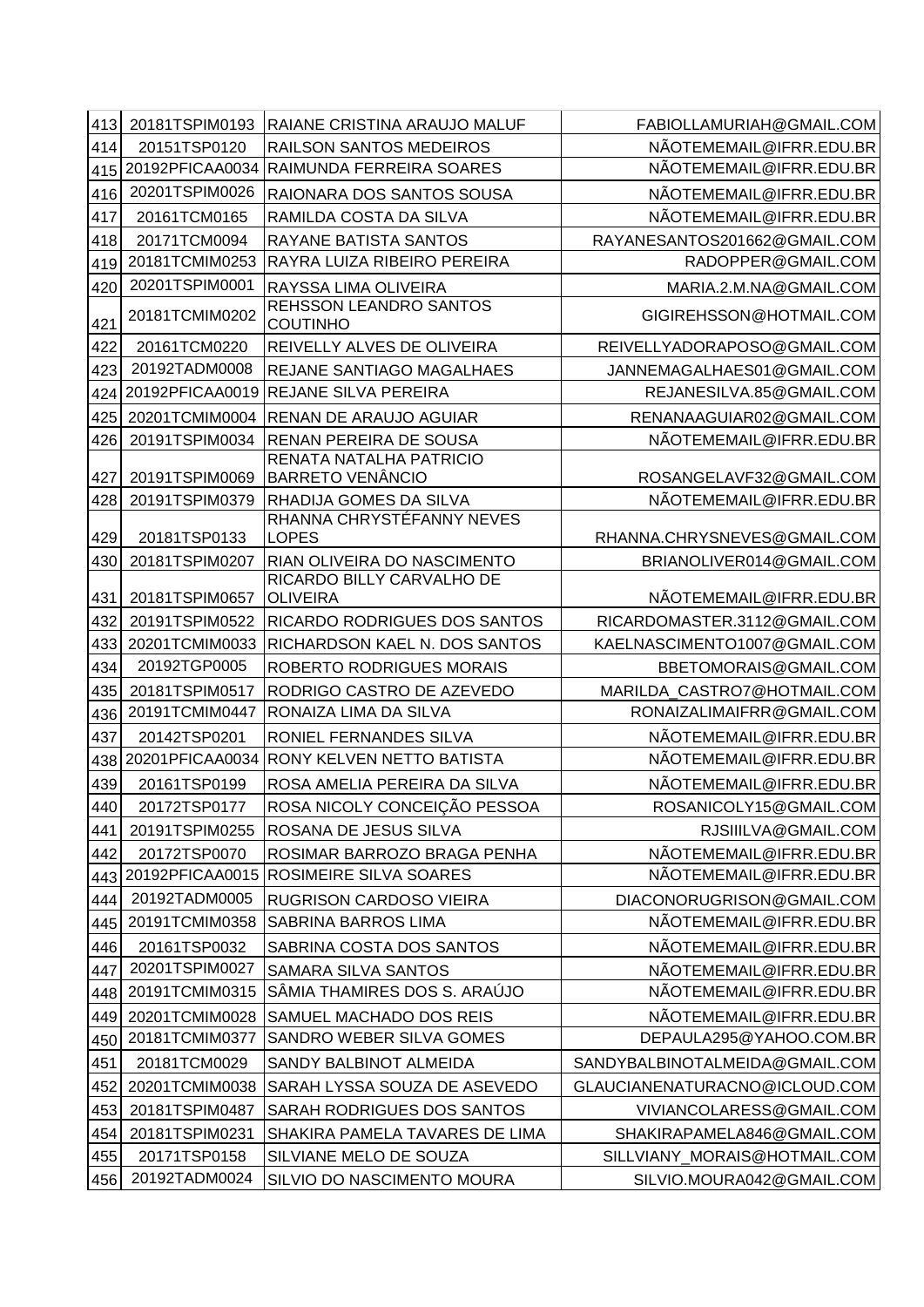| | | | |
|---|---|---|---|
| 413 | 20181TSPIM0193 | RAIANE CRISTINA ARAUJO MALUF | FABIOLLAMURIAH@GMAIL.COM |
| 414 | 20151TSP0120 | RAILSON SANTOS MEDEIROS | NÃOTEMEMAIL@IFRR.EDU.BR |
| 415 | 20192PFICAA0034 | RAIMUNDA FERREIRA SOARES | NÃOTEMEMAIL@IFRR.EDU.BR |
| 416 | 20201TSPIM0026 | RAIONARA DOS SANTOS SOUSA | NÃOTEMEMAIL@IFRR.EDU.BR |
| 417 | 20161TCM0165 | RAMILDA COSTA DA SILVA | NÃOTEMEMAIL@IFRR.EDU.BR |
| 418 | 20171TCM0094 | RAYANE BATISTA SANTOS | RAYANESANTOS201662@GMAIL.COM |
| 419 | 20181TCMIM0253 | RAYRA LUIZA RIBEIRO PEREIRA | RADOPPER@GMAIL.COM |
| 420 | 20201TSPIM0001 | RAYSSA LIMA OLIVEIRA | MARIA.2.M.NA@GMAIL.COM |
| 421 | 20181TCMIM0202 | REHSSON LEANDRO SANTOS COUTINHO | GIGIREHSSON@HOTMAIL.COM |
| 422 | 20161TCM0220 | REIVELLY ALVES DE OLIVEIRA | REIVELLYADORAPOSO@GMAIL.COM |
| 423 | 20192TADM0008 | REJANE SANTIAGO MAGALHAES | JANNEMAGALHAES01@GMAIL.COM |
| 424 | 20192PFICAA0019 | REJANE SILVA PEREIRA | REJANESILVA.85@GMAIL.COM |
| 425 | 20201TCMIM0004 | RENAN DE ARAUJO AGUIAR | RENANAAGUIAR02@GMAIL.COM |
| 426 | 20191TSPIM0034 | RENAN PEREIRA DE SOUSA | NÃOTEMEMAIL@IFRR.EDU.BR |
| 427 | 20191TSPIM0069 | RENATA NATALHA PATRICIO BARRETO VENÂNCIO | ROSANGELAVF32@GMAIL.COM |
| 428 | 20191TSPIM0379 | RHADIJA GOMES DA SILVA | NÃOTEMEMAIL@IFRR.EDU.BR |
| 429 | 20181TSP0133 | RHANNA CHRYSTÉFANNY NEVES LOPES | RHANNA.CHRYSNEVES@GMAIL.COM |
| 430 | 20181TSPIM0207 | RIAN OLIVEIRA DO NASCIMENTO | BRIANOLIVER014@GMAIL.COM |
| 431 | 20181TSPIM0657 | RICARDO BILLY CARVALHO DE OLIVEIRA | NÃOTEMEMAIL@IFRR.EDU.BR |
| 432 | 20191TSPIM0522 | RICARDO RODRIGUES DOS SANTOS | RICARDOMASTER.3112@GMAIL.COM |
| 433 | 20201TCMIM0033 | RICHARDSON KAEL N. DOS SANTOS | KAELNASCIMENTO1007@GMAIL.COM |
| 434 | 20192TGP0005 | ROBERTO RODRIGUES MORAIS | BBETOMORAIS@GMAIL.COM |
| 435 | 20181TSPIM0517 | RODRIGO CASTRO DE AZEVEDO | MARILDA_CASTRO7@HOTMAIL.COM |
| 436 | 20191TCMIM0447 | RONAIZA LIMA DA SILVA | RONAIZALIMAIFRR@GMAIL.COM |
| 437 | 20142TSP0201 | RONIEL FERNANDES SILVA | NÃOTEMEMAIL@IFRR.EDU.BR |
| 438 | 20201PFICAA0034 | RONY KELVEN NETTO BATISTA | NÃOTEMEMAIL@IFRR.EDU.BR |
| 439 | 20161TSP0199 | ROSA AMELIA PEREIRA DA SILVA | NÃOTEMEMAIL@IFRR.EDU.BR |
| 440 | 20172TSP0177 | ROSA NICOLY CONCEIÇÃO PESSOA | ROSANICOLY15@GMAIL.COM |
| 441 | 20191TSPIM0255 | ROSANA DE JESUS SILVA | RJSIIILVA@GMAIL.COM |
| 442 | 20172TSP0070 | ROSIMAR BARROZO BRAGA PENHA | NÃOTEMEMAIL@IFRR.EDU.BR |
| 443 | 20192PFICAA0015 | ROSIMEIRE SILVA SOARES | NÃOTEMEMAIL@IFRR.EDU.BR |
| 444 | 20192TADM0005 | RUGRISON CARDOSO VIEIRA | DIACONORUGRISON@GMAIL.COM |
| 445 | 20191TCMIM0358 | SABRINA BARROS LIMA | NÃOTEMEMAIL@IFRR.EDU.BR |
| 446 | 20161TSP0032 | SABRINA COSTA DOS SANTOS | NÃOTEMEMAIL@IFRR.EDU.BR |
| 447 | 20201TSPIM0027 | SAMARA SILVA SANTOS | NÃOTEMEMAIL@IFRR.EDU.BR |
| 448 | 20191TCMIM0315 | SÂMIA THAMIRES DOS S. ARAÚJO | NÃOTEMEMAIL@IFRR.EDU.BR |
| 449 | 20201TCMIM0028 | SAMUEL MACHADO DOS REIS | NÃOTEMEMAIL@IFRR.EDU.BR |
| 450 | 20181TCMIM0377 | SANDRO WEBER SILVA GOMES | DEPAULA295@YAHOO.COM.BR |
| 451 | 20181TCM0029 | SANDY BALBINOT ALMEIDA | SANDYBALBINOTALMEIDA@GMAIL.COM |
| 452 | 20201TCMIM0038 | SARAH LYSSA SOUZA DE ASEVEDO | GLAUCIANENATURACNO@ICLOUD.COM |
| 453 | 20181TSPIM0487 | SARAH RODRIGUES DOS SANTOS | VIVIANCOLARESS@GMAIL.COM |
| 454 | 20181TSPIM0231 | SHAKIRA PAMELA TAVARES DE LIMA | SHAKIRAPAMELA846@GMAIL.COM |
| 455 | 20171TSP0158 | SILVIANE MELO DE SOUZA | SILLVIANY_MORAIS@HOTMAIL.COM |
| 456 | 20192TADM0024 | SILVIO DO NASCIMENTO MOURA | SILVIO.MOURA042@GMAIL.COM |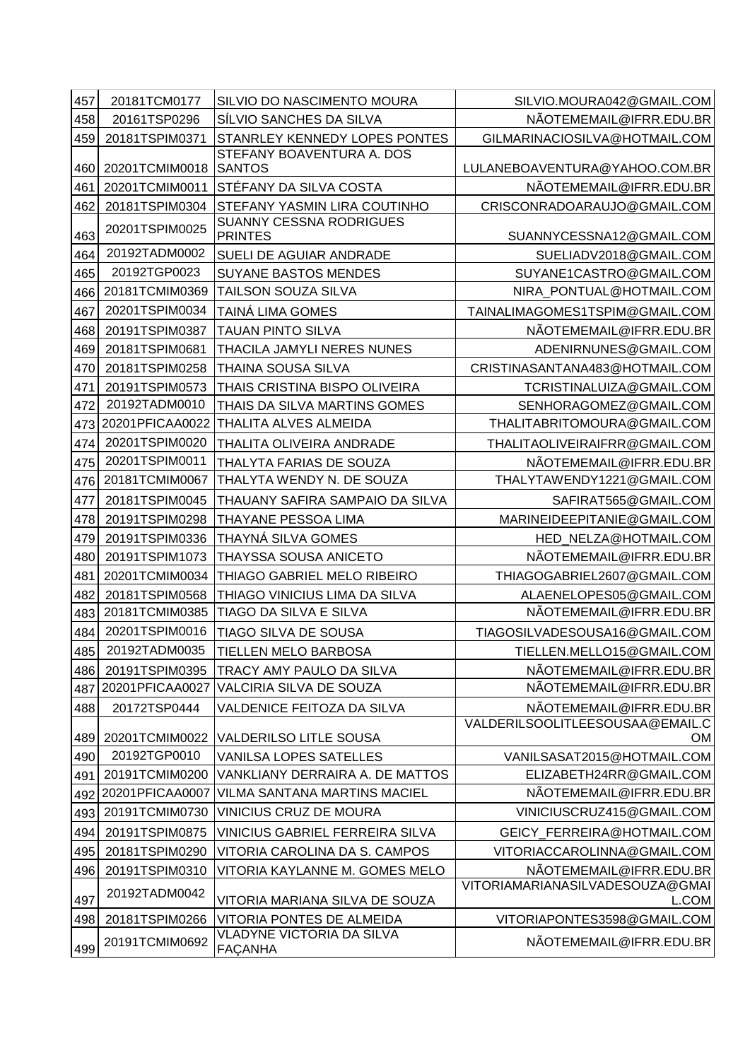| | | | |
|---|---|---|---|
| 457 | 20181TCM0177 | SILVIO DO NASCIMENTO MOURA | SILVIO.MOURA042@GMAIL.COM |
| 458 | 20161TSP0296 | SÍLVIO SANCHES DA SILVA | NÃOTEMEMAIL@IFRR.EDU.BR |
| 459 | 20181TSPIM0371 | STANRLEY KENNEDY LOPES PONTES | GILMARINACIOSILVA@HOTMAIL.COM |
| 460 | 20201TCMIM0018 | STEFANY BOAVENTURA A. DOS SANTOS | LULANEBOAVENTURA@YAHOO.COM.BR |
| 461 | 20201TCMIM0011 | STÉFANY DA SILVA COSTA | NÃOTEMEMAIL@IFRR.EDU.BR |
| 462 | 20181TSPIM0304 | STEFANY YASMIN LIRA COUTINHO | CRISCONRADOARAUJO@GMAIL.COM |
| 463 | 20201TSPIM0025 | SUANNY CESSNA RODRIGUES PRINTES | SUANNYCESSNA12@GMAIL.COM |
| 464 | 20192TADM0002 | SUELI DE AGUIAR ANDRADE | SUELIADV2018@GMAIL.COM |
| 465 | 20192TGP0023 | SUYANE BASTOS MENDES | SUYANE1CASTRO@GMAIL.COM |
| 466 | 20181TCMIM0369 | TAILSON SOUZA SILVA | NIRA_PONTUAL@HOTMAIL.COM |
| 467 | 20201TSPIM0034 | TAINÁ LIMA GOMES | TAINALIMAGOMES1TSPIM@GMAIL.COM |
| 468 | 20191TSPIM0387 | TAUAN PINTO SILVA | NÃOTEMEMAIL@IFRR.EDU.BR |
| 469 | 20181TSPIM0681 | THACILA JAMYLI NERES NUNES | ADENIRNUNES@GMAIL.COM |
| 470 | 20181TSPIM0258 | THAINA SOUSA SILVA | CRISTINASANTANA483@HOTMAIL.COM |
| 471 | 20191TSPIM0573 | THAIS CRISTINA BISPO OLIVEIRA | TCRISTINALUIZA@GMAIL.COM |
| 472 | 20192TADM0010 | THAIS DA SILVA MARTINS GOMES | SENHORAGOMEZ@GMAIL.COM |
| 473 | 20201PFICAA0022 | THALITA ALVES ALMEIDA | THALITABRITOMOURA@GMAIL.COM |
| 474 | 20201TSPIM0020 | THALITA OLIVEIRA ANDRADE | THALITAOLIVEIRAIFRR@GMAIL.COM |
| 475 | 20201TSPIM0011 | THALYTA FARIAS DE SOUZA | NÃOTEMEMAIL@IFRR.EDU.BR |
| 476 | 20181TCMIM0067 | THALYTA WENDY N. DE SOUZA | THALYTAWENDY1221@GMAIL.COM |
| 477 | 20181TSPIM0045 | THAUANY SAFIRA SAMPAIO DA SILVA | SAFIRAT565@GMAIL.COM |
| 478 | 20191TSPIM0298 | THAYANE PESSOA LIMA | MARINEIDEEPITANIE@GMAIL.COM |
| 479 | 20191TSPIM0336 | THAYNÁ SILVA GOMES | HED_NELZA@HOTMAIL.COM |
| 480 | 20191TSPIM1073 | THAYSSA SOUSA ANICETO | NÃOTEMEMAIL@IFRR.EDU.BR |
| 481 | 20201TCMIM0034 | THIAGO GABRIEL MELO RIBEIRO | THIAGOGABRIEL2607@GMAIL.COM |
| 482 | 20181TSPIM0568 | THIAGO VINICIUS LIMA DA SILVA | ALAENELOPES05@GMAIL.COM |
| 483 | 20181TCMIM0385 | TIAGO DA SILVA E SILVA | NÃOTEMEMAIL@IFRR.EDU.BR |
| 484 | 20201TSPIM0016 | TIAGO SILVA DE SOUSA | TIAGOSILVADESOUSA16@GMAIL.COM |
| 485 | 20192TADM0035 | TIELLEN MELO BARBOSA | TIELLEN.MELLO15@GMAIL.COM |
| 486 | 20191TSPIM0395 | TRACY AMY PAULO DA SILVA | NÃOTEMEMAIL@IFRR.EDU.BR |
| 487 | 20201PFICAA0027 | VALCIRIA SILVA DE SOUZA | NÃOTEMEMAIL@IFRR.EDU.BR |
| 488 | 20172TSP0444 | VALDENICE FEITOZA DA SILVA | NÃOTEMEMAIL@IFRR.EDU.BR |
| 489 | 20201TCMIM0022 | VALDERILSO LITLE SOUSA | VALDERILSOOLITLEESOUSAA@EMAIL.COM |
| 490 | 20192TGP0010 | VANILSA LOPES SATELLES | VANILSASAT2015@HOTMAIL.COM |
| 491 | 20191TCMIM0200 | VANKLIANY DERRAIRA A. DE MATTOS | ELIZABETH24RR@GMAIL.COM |
| 492 | 20201PFICAA0007 | VILMA SANTANA MARTINS MACIEL | NÃOTEMEMAIL@IFRR.EDU.BR |
| 493 | 20191TCMIM0730 | VINICIUS CRUZ DE MOURA | VINICIUSCRUZ415@GMAIL.COM |
| 494 | 20191TSPIM0875 | VINICIUS GABRIEL FERREIRA SILVA | GEICY_FERREIRA@HOTMAIL.COM |
| 495 | 20181TSPIM0290 | VITORIA CAROLINA DA S. CAMPOS | VITORIACCAROLINNA@GMAIL.COM |
| 496 | 20191TSPIM0310 | VITORIA KAYLANNE M. GOMES MELO | NÃOTEMEMAIL@IFRR.EDU.BR |
| 497 | 20192TADM0042 | VITORIA MARIANA SILVA DE SOUZA | VITORIAMARIANASILVADESOUZA@GMAIL.COM |
| 498 | 20181TSPIM0266 | VITORIA PONTES DE ALMEIDA | VITORIAPONTES3598@GMAIL.COM |
| 499 | 20191TCMIM0692 | VLADYNE VICTORIA DA SILVA FAÇANHA | NÃOTEMEMAIL@IFRR.EDU.BR |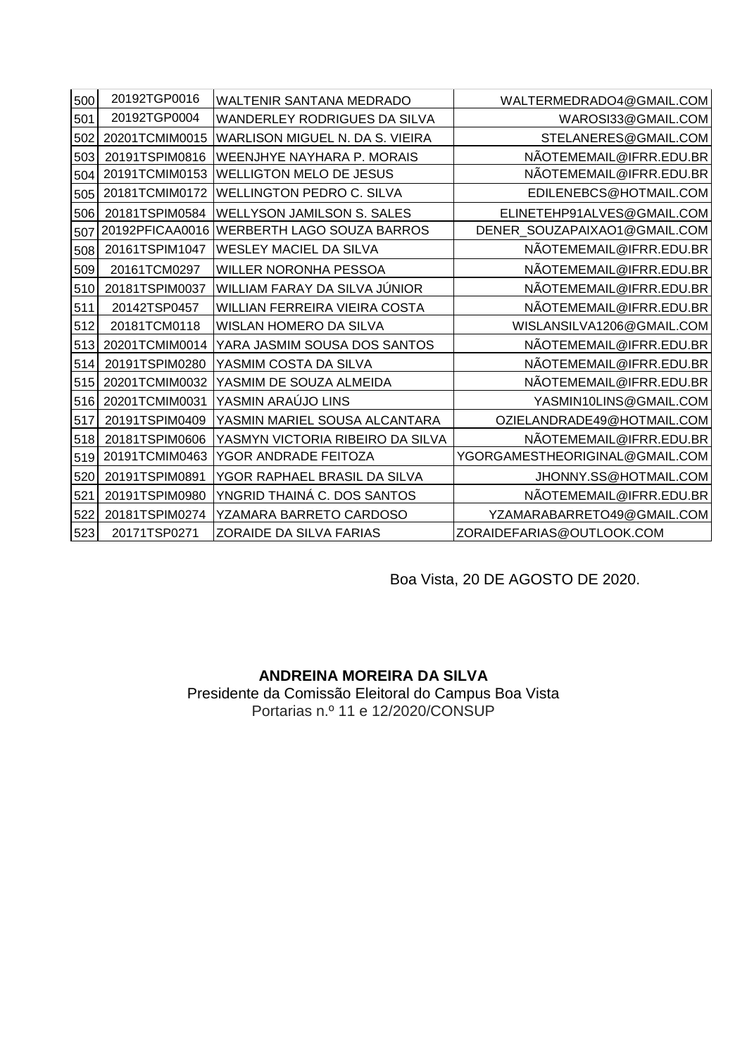| | | | |
|---|---|---|---|
| 500 | 20192TGP0016 | WALTENIR SANTANA MEDRADO | WALTERMEDRADO4@GMAIL.COM |
| 501 | 20192TGP0004 | WANDERLEY RODRIGUES DA SILVA | WAROSI33@GMAIL.COM |
| 502 | 20201TCMIM0015 | WARLISON MIGUEL N. DA S. VIEIRA | STELANERES@GMAIL.COM |
| 503 | 20191TSPIM0816 | WEENJHYE NAYHARA P. MORAIS | NÃOTEMEMAIL@IFRR.EDU.BR |
| 504 | 20191TCMIM0153 | WELLIGTON MELO DE JESUS | NÃOTEMEMAIL@IFRR.EDU.BR |
| 505 | 20181TCMIM0172 | WELLINGTON PEDRO C. SILVA | EDILENEBCS@HOTMAIL.COM |
| 506 | 20181TSPIM0584 | WELLYSON JAMILSON S. SALES | ELINETEHP91ALVES@GMAIL.COM |
| 507 | 20192PFICAA0016 | WERBERTH LAGO SOUZA BARROS | DENER_SOUZAPAIXAO1@GMAIL.COM |
| 508 | 20161TSPIM1047 | WESLEY MACIEL DA SILVA | NÃOTEMEMAIL@IFRR.EDU.BR |
| 509 | 20161TCM0297 | WILLER NORONHA PESSOA | NÃOTEMEMAIL@IFRR.EDU.BR |
| 510 | 20181TSPIM0037 | WILLIAM FARAY DA SILVA JÚNIOR | NÃOTEMEMAIL@IFRR.EDU.BR |
| 511 | 20142TSP0457 | WILLIAN FERREIRA VIEIRA COSTA | NÃOTEMEMAIL@IFRR.EDU.BR |
| 512 | 20181TCM0118 | WISLAN HOMERO DA SILVA | WISLANSILVA1206@GMAIL.COM |
| 513 | 20201TCMIM0014 | YARA JASMIM SOUSA DOS SANTOS | NÃOTEMEMAIL@IFRR.EDU.BR |
| 514 | 20191TSPIM0280 | YASMIM COSTA DA SILVA | NÃOTEMEMAIL@IFRR.EDU.BR |
| 515 | 20201TCMIM0032 | YASMIM DE SOUZA ALMEIDA | NÃOTEMEMAIL@IFRR.EDU.BR |
| 516 | 20201TCMIM0031 | YASMIN ARAÚJO LINS | YASMIN10LINS@GMAIL.COM |
| 517 | 20191TSPIM0409 | YASMIN MARIEL SOUSA ALCANTARA | OZIELANDRADE49@HOTMAIL.COM |
| 518 | 20181TSPIM0606 | YASMYN VICTORIA RIBEIRO DA SILVA | NÃOTEMEMAIL@IFRR.EDU.BR |
| 519 | 20191TCMIM0463 | YGOR ANDRADE FEITOZA | YGORGAMESTHEORIGINAL@GMAIL.COM |
| 520 | 20191TSPIM0891 | YGOR RAPHAEL BRASIL DA SILVA | JHONNY.SS@HOTMAIL.COM |
| 521 | 20191TSPIM0980 | YNGRID THAINÁ C. DOS SANTOS | NÃOTEMEMAIL@IFRR.EDU.BR |
| 522 | 20181TSPIM0274 | YZAMARA BARRETO CARDOSO | YZAMARABARRETO49@GMAIL.COM |
| 523 | 20171TSP0271 | ZORAIDE DA SILVA FARIAS | ZORAIDEFARIAS@OUTLOOK.COM |

Boa Vista, 20 DE AGOSTO DE 2020.

**ANDREINA MOREIRA DA SILVA**
Presidente da Comissão Eleitoral do Campus Boa Vista
Portarias n.º 11 e 12/2020/CONSUP